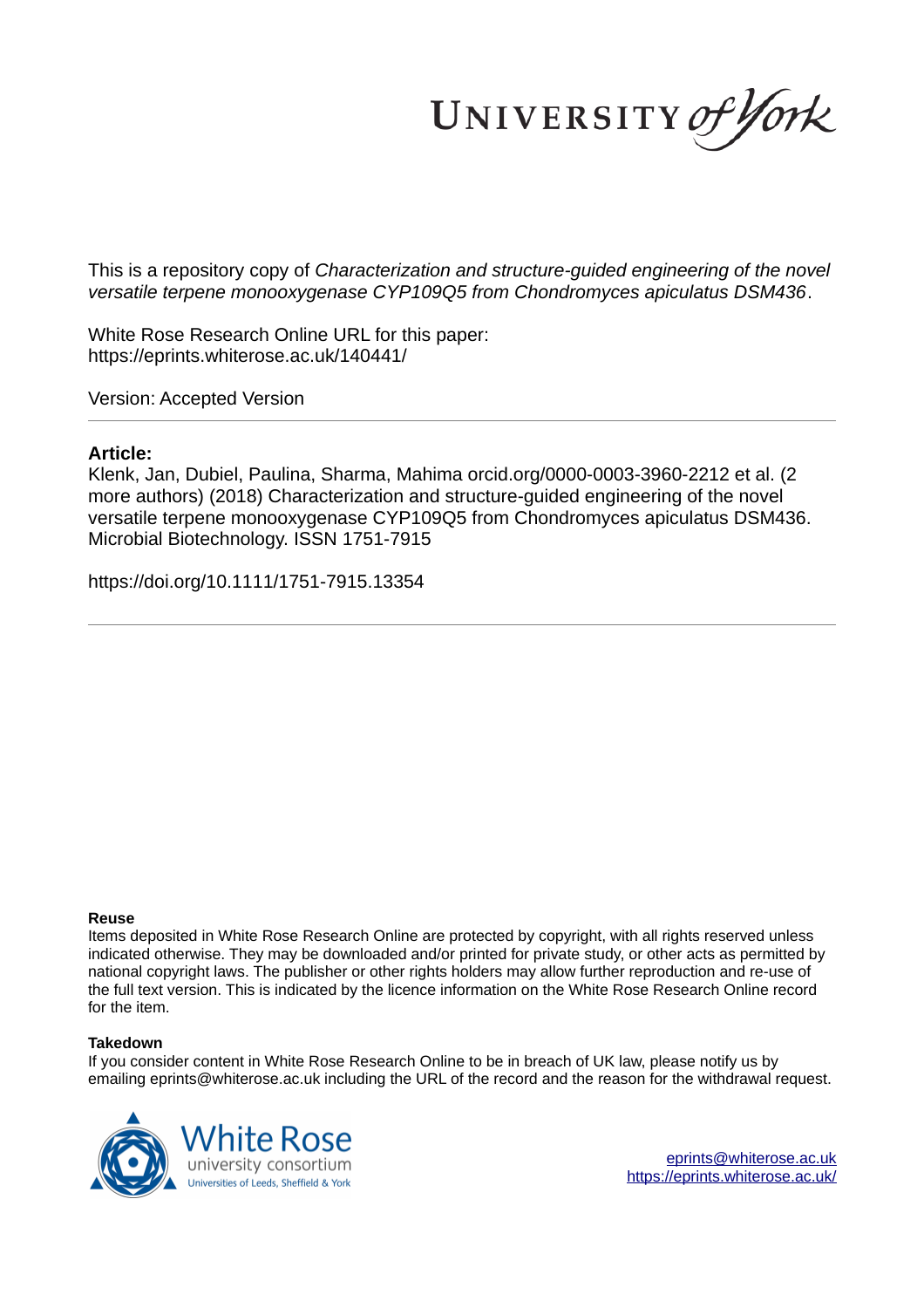UNIVERSITY *of York*

This is a repository copy of *Characterization and structure-guided engineering of the novel versatile terpene monooxygenase CYP109Q5 from Chondromyces apiculatus DSM436*.

White Rose Research Online URL for this paper:
https://eprints.whiterose.ac.uk/140441/

Version: Accepted Version

**Article:**

Klenk, Jan, Dubiel, Paulina, Sharma, Mahima orcid.org/0000-0003-3960-2212 et al. (2 more authors) (2018) Characterization and structure-guided engineering of the novel versatile terpene monooxygenase CYP109Q5 from Chondromyces apiculatus DSM436. Microbial Biotechnology. ISSN 1751-7915

https://doi.org/10.1111/1751-7915.13354

**Reuse**

Items deposited in White Rose Research Online are protected by copyright, with all rights reserved unless indicated otherwise. They may be downloaded and/or printed for private study, or other acts as permitted by national copyright laws. The publisher or other rights holders may allow further reproduction and re-use of the full text version. This is indicated by the licence information on the White Rose Research Online record for the item.

**Takedown**

If you consider content in White Rose Research Online to be in breach of UK law, please notify us by emailing eprints@whiterose.ac.uk including the URL of the record and the reason for the withdrawal request.

White Rose university consortium
Universities of Leeds, Sheffield & York

eprints@whiterose.ac.uk
https://eprints.whiterose.ac.uk/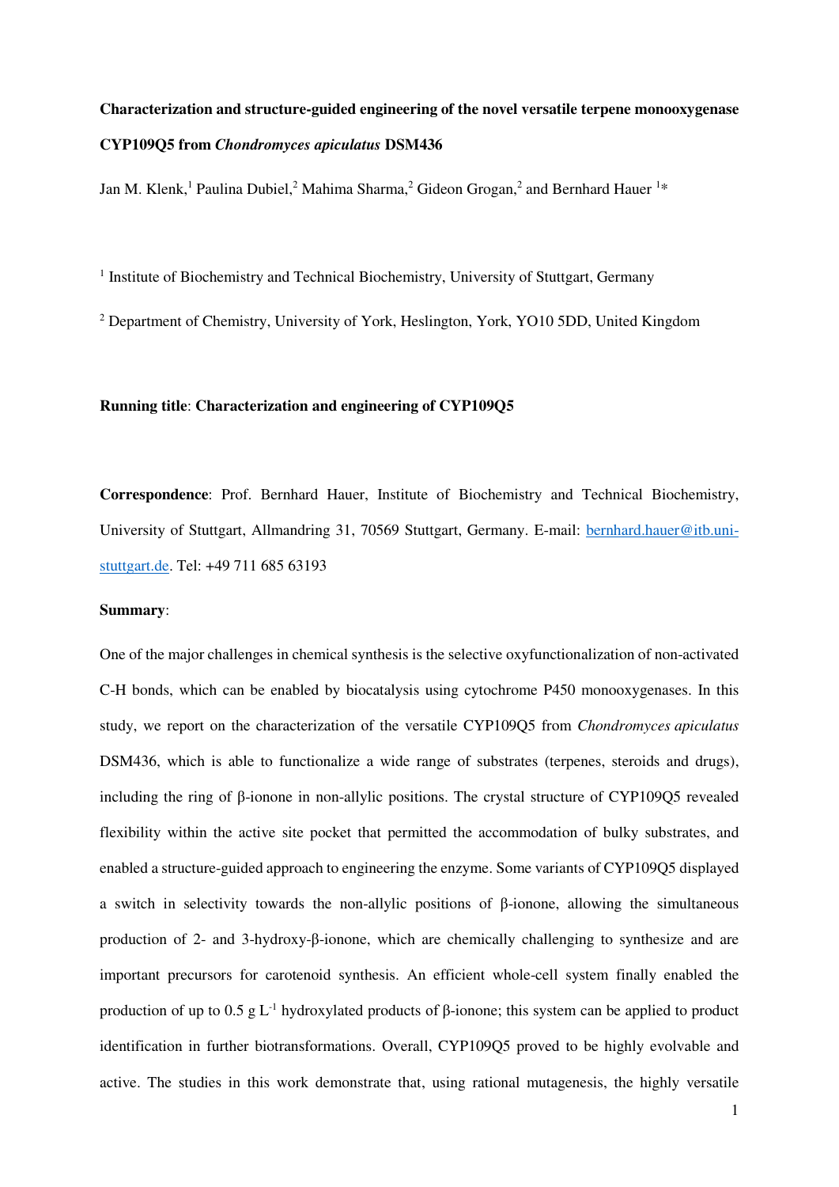**Characterization and structure-guided engineering of the novel versatile terpene monooxygenase CYP109Q5 from *Chondromyces apiculatus* DSM436**

Jan M. Klenk,[1] Paulina Dubiel,[2] Mahima Sharma,[2] Gideon Grogan,[2] and Bernhard Hauer [1]*

[1] Institute of Biochemistry and Technical Biochemistry, University of Stuttgart, Germany

[2] Department of Chemistry, University of York, Heslington, York, YO10 5DD, United Kingdom

**Running title**: **Characterization and engineering of CYP109Q5**

**Correspondence**: Prof. Bernhard Hauer, Institute of Biochemistry and Technical Biochemistry, University of Stuttgart, Allmandring 31, 70569 Stuttgart, Germany. E-mail: bernhard.hauer@itb.uni-stuttgart.de. Tel: +49 711 685 63193

**Summary**:

One of the major challenges in chemical synthesis is the selective oxyfunctionalization of non-activated C-H bonds, which can be enabled by biocatalysis using cytochrome P450 monooxygenases. In this study, we report on the characterization of the versatile CYP109Q5 from *Chondromyces apiculatus* DSM436, which is able to functionalize a wide range of substrates (terpenes, steroids and drugs), including the ring of β-ionone in non-allylic positions. The crystal structure of CYP109Q5 revealed flexibility within the active site pocket that permitted the accommodation of bulky substrates, and enabled a structure-guided approach to engineering the enzyme. Some variants of CYP109Q5 displayed a switch in selectivity towards the non-allylic positions of β-ionone, allowing the simultaneous production of 2- and 3-hydroxy-β-ionone, which are chemically challenging to synthesize and are important precursors for carotenoid synthesis. An efficient whole-cell system finally enabled the production of up to 0.5 g $L^{-1}$ hydroxylated products of β-ionone; this system can be applied to product identification in further biotransformations. Overall, CYP109Q5 proved to be highly evolvable and active. The studies in this work demonstrate that, using rational mutagenesis, the highly versatile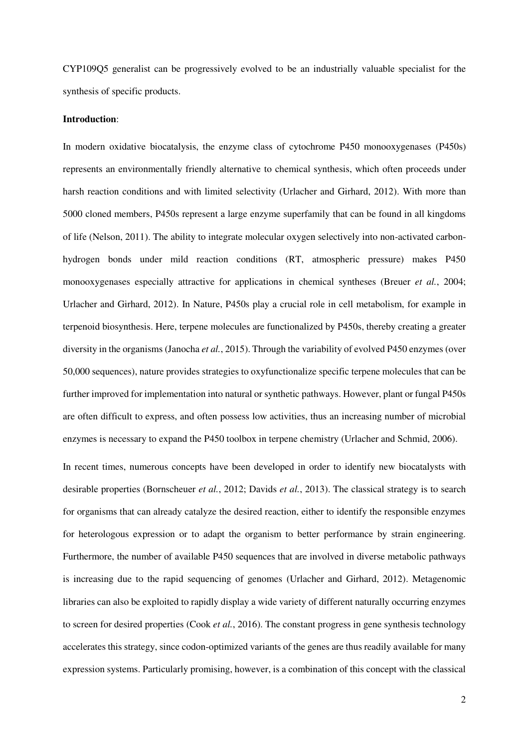CYP109Q5 generalist can be progressively evolved to be an industrially valuable specialist for the synthesis of specific products.

**Introduction**:

In modern oxidative biocatalysis, the enzyme class of cytochrome P450 monooxygenases (P450s) represents an environmentally friendly alternative to chemical synthesis, which often proceeds under harsh reaction conditions and with limited selectivity (Urlacher and Girhard, 2012). With more than 5000 cloned members, P450s represent a large enzyme superfamily that can be found in all kingdoms of life (Nelson, 2011). The ability to integrate molecular oxygen selectively into non-activated carbon-hydrogen bonds under mild reaction conditions (RT, atmospheric pressure) makes P450 monooxygenases especially attractive for applications in chemical syntheses (Breuer *et al.*, 2004; Urlacher and Girhard, 2012). In Nature, P450s play a crucial role in cell metabolism, for example in terpenoid biosynthesis. Here, terpene molecules are functionalized by P450s, thereby creating a greater diversity in the organisms (Janocha *et al.*, 2015). Through the variability of evolved P450 enzymes (over 50,000 sequences), nature provides strategies to oxyfunctionalize specific terpene molecules that can be further improved for implementation into natural or synthetic pathways. However, plant or fungal P450s are often difficult to express, and often possess low activities, thus an increasing number of microbial enzymes is necessary to expand the P450 toolbox in terpene chemistry (Urlacher and Schmid, 2006).

In recent times, numerous concepts have been developed in order to identify new biocatalysts with desirable properties (Bornscheuer *et al.*, 2012; Davids *et al.*, 2013). The classical strategy is to search for organisms that can already catalyze the desired reaction, either to identify the responsible enzymes for heterologous expression or to adapt the organism to better performance by strain engineering. Furthermore, the number of available P450 sequences that are involved in diverse metabolic pathways is increasing due to the rapid sequencing of genomes (Urlacher and Girhard, 2012). Metagenomic libraries can also be exploited to rapidly display a wide variety of different naturally occurring enzymes to screen for desired properties (Cook *et al.*, 2016). The constant progress in gene synthesis technology accelerates this strategy, since codon-optimized variants of the genes are thus readily available for many expression systems. Particularly promising, however, is a combination of this concept with the classical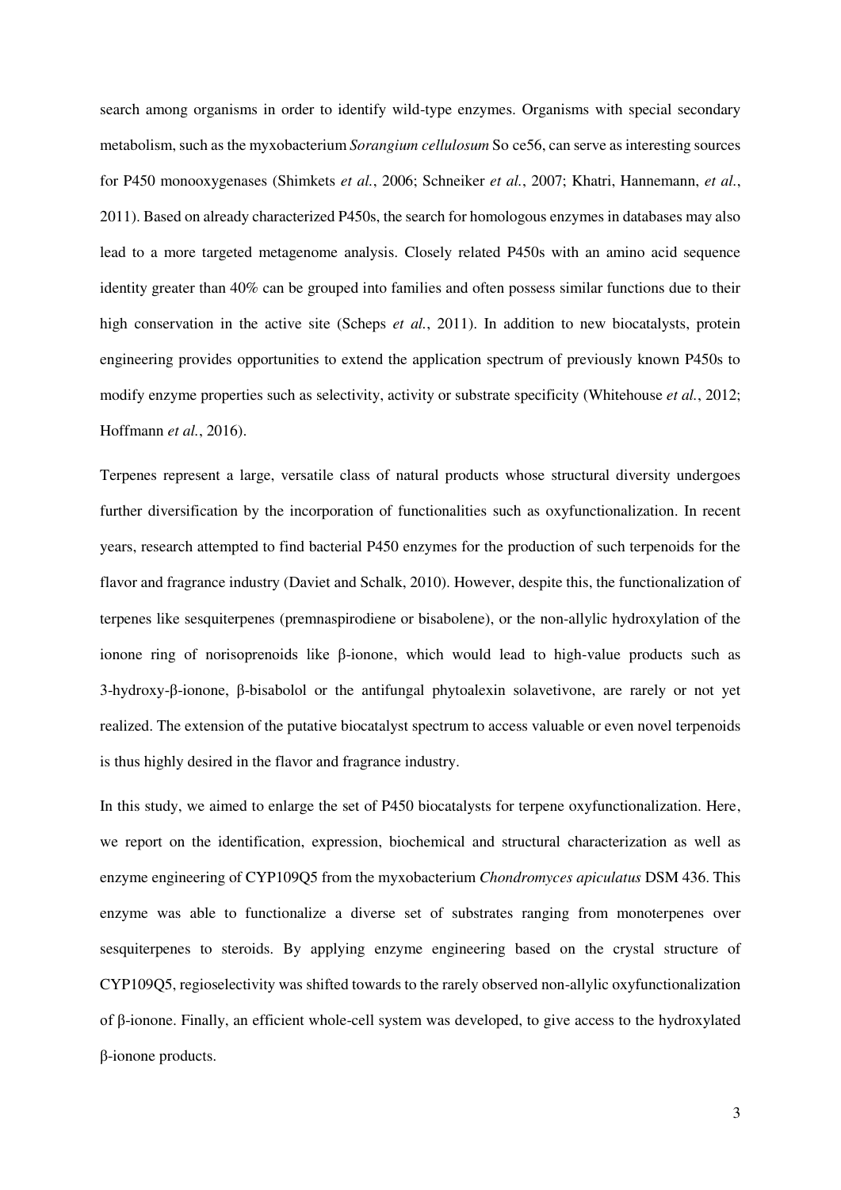search among organisms in order to identify wild-type enzymes. Organisms with special secondary metabolism, such as the myxobacterium *Sorangium cellulosum* So ce56, can serve as interesting sources for P450 monooxygenases (Shimkets *et al.*, 2006; Schneiker *et al.*, 2007; Khatri, Hannemann, *et al.*, 2011). Based on already characterized P450s, the search for homologous enzymes in databases may also lead to a more targeted metagenome analysis. Closely related P450s with an amino acid sequence identity greater than 40% can be grouped into families and often possess similar functions due to their high conservation in the active site (Scheps *et al.*, 2011). In addition to new biocatalysts, protein engineering provides opportunities to extend the application spectrum of previously known P450s to modify enzyme properties such as selectivity, activity or substrate specificity (Whitehouse *et al.*, 2012; Hoffmann *et al.*, 2016).

Terpenes represent a large, versatile class of natural products whose structural diversity undergoes further diversification by the incorporation of functionalities such as oxyfunctionalization. In recent years, research attempted to find bacterial P450 enzymes for the production of such terpenoids for the flavor and fragrance industry (Daviet and Schalk, 2010). However, despite this, the functionalization of terpenes like sesquiterpenes (premnaspirodiene or bisabolene), or the non-allylic hydroxylation of the ionone ring of norisoprenoids like β-ionone, which would lead to high-value products such as 3-hydroxy-β-ionone, β-bisabolol or the antifungal phytoalexin solavetivone, are rarely or not yet realized. The extension of the putative biocatalyst spectrum to access valuable or even novel terpenoids is thus highly desired in the flavor and fragrance industry.

In this study, we aimed to enlarge the set of P450 biocatalysts for terpene oxyfunctionalization. Here, we report on the identification, expression, biochemical and structural characterization as well as enzyme engineering of CYP109Q5 from the myxobacterium *Chondromyces apiculatus* DSM 436. This enzyme was able to functionalize a diverse set of substrates ranging from monoterpenes over sesquiterpenes to steroids. By applying enzyme engineering based on the crystal structure of CYP109Q5, regioselectivity was shifted towards to the rarely observed non-allylic oxyfunctionalization of β-ionone. Finally, an efficient whole-cell system was developed, to give access to the hydroxylated β-ionone products.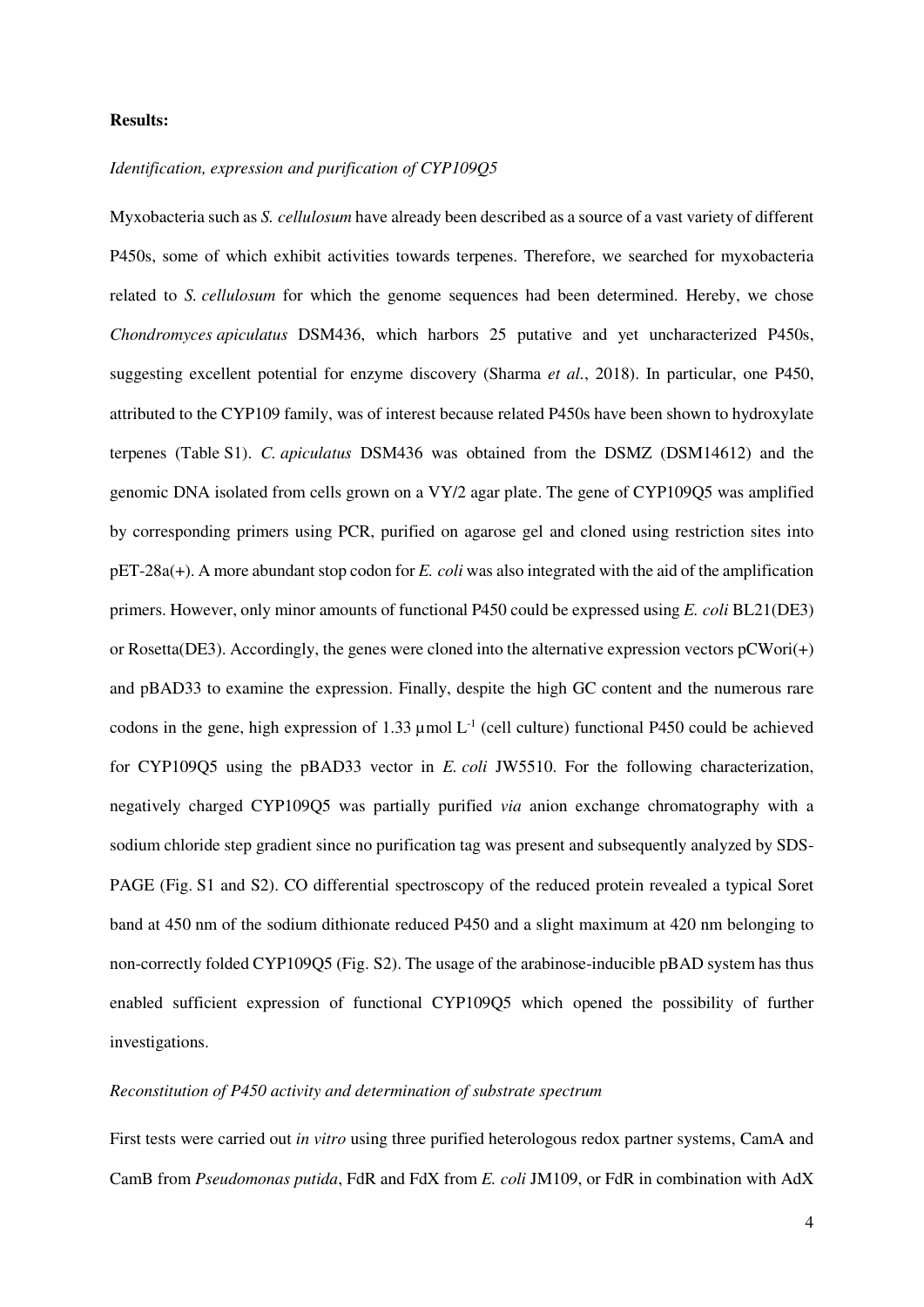**Results:**

*Identification, expression and purification of CYP109Q5*

Myxobacteria such as *S. cellulosum* have already been described as a source of a vast variety of different P450s, some of which exhibit activities towards terpenes. Therefore, we searched for myxobacteria related to *S. cellulosum* for which the genome sequences had been determined. Hereby, we chose *Chondromyces apiculatus* DSM436, which harbors 25 putative and yet uncharacterized P450s, suggesting excellent potential for enzyme discovery (Sharma *et al.*, 2018). In particular, one P450, attributed to the CYP109 family, was of interest because related P450s have been shown to hydroxylate terpenes (Table S1). *C. apiculatus* DSM436 was obtained from the DSMZ (DSM14612) and the genomic DNA isolated from cells grown on a VY/2 agar plate. The gene of CYP109Q5 was amplified by corresponding primers using PCR, purified on agarose gel and cloned using restriction sites into pET-28a(+). A more abundant stop codon for *E. coli* was also integrated with the aid of the amplification primers. However, only minor amounts of functional P450 could be expressed using *E. coli* BL21(DE3) or Rosetta(DE3). Accordingly, the genes were cloned into the alternative expression vectors pCWori(+) and pBAD33 to examine the expression. Finally, despite the high GC content and the numerous rare codons in the gene, high expression of 1.33 µmol $L^{-1}$ (cell culture) functional P450 could be achieved for CYP109Q5 using the pBAD33 vector in *E. coli* JW5510. For the following characterization, negatively charged CYP109Q5 was partially purified *via* anion exchange chromatography with a sodium chloride step gradient since no purification tag was present and subsequently analyzed by SDS-PAGE (Fig. S1 and S2). CO differential spectroscopy of the reduced protein revealed a typical Soret band at 450 nm of the sodium dithionate reduced P450 and a slight maximum at 420 nm belonging to non-correctly folded CYP109Q5 (Fig. S2). The usage of the arabinose-inducible pBAD system has thus enabled sufficient expression of functional CYP109Q5 which opened the possibility of further investigations.

*Reconstitution of P450 activity and determination of substrate spectrum*

First tests were carried out *in vitro* using three purified heterologous redox partner systems, CamA and CamB from *Pseudomonas putida*, FdR and FdX from *E. coli* JM109, or FdR in combination with AdX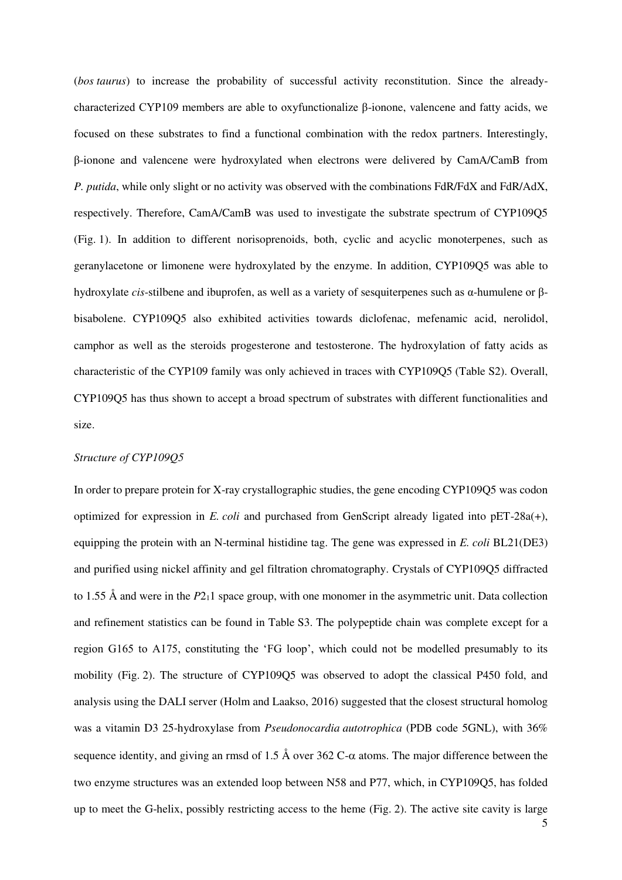(*bos taurus*) to increase the probability of successful activity reconstitution. Since the already-characterized CYP109 members are able to oxyfunctionalize β-ionone, valencene and fatty acids, we focused on these substrates to find a functional combination with the redox partners. Interestingly, β-ionone and valencene were hydroxylated when electrons were delivered by CamA/CamB from *P. putida*, while only slight or no activity was observed with the combinations FdR/FdX and FdR/AdX, respectively. Therefore, CamA/CamB was used to investigate the substrate spectrum of CYP109Q5 (Fig. 1). In addition to different norisoprenoids, both, cyclic and acyclic monoterpenes, such as geranylacetone or limonene were hydroxylated by the enzyme. In addition, CYP109Q5 was able to hydroxylate *cis*-stilbene and ibuprofen, as well as a variety of sesquiterpenes such as α-humulene or β-bisabolene. CYP109Q5 also exhibited activities towards diclofenac, mefenamic acid, nerolidol, camphor as well as the steroids progesterone and testosterone. The hydroxylation of fatty acids as characteristic of the CYP109 family was only achieved in traces with CYP109Q5 (Table S2). Overall, CYP109Q5 has thus shown to accept a broad spectrum of substrates with different functionalities and size.

*Structure of CYP109Q5*

In order to prepare protein for X-ray crystallographic studies, the gene encoding CYP109Q5 was codon optimized for expression in *E. coli* and purchased from GenScript already ligated into pET-28a(+), equipping the protein with an N-terminal histidine tag. The gene was expressed in *E. coli* BL21(DE3) and purified using nickel affinity and gel filtration chromatography. Crystals of CYP109Q5 diffracted to 1.55 Å and were in the $P2_11$ space group, with one monomer in the asymmetric unit. Data collection and refinement statistics can be found in Table S3. The polypeptide chain was complete except for a region G165 to A175, constituting the 'FG loop', which could not be modelled presumably to its mobility (Fig. 2). The structure of CYP109Q5 was observed to adopt the classical P450 fold, and analysis using the DALI server (Holm and Laakso, 2016) suggested that the closest structural homolog was a vitamin D3 25-hydroxylase from *Pseudonocardia autotrophica* (PDB code 5GNL), with 36% sequence identity, and giving an rmsd of 1.5 Å over 362 C-$\alpha$ atoms. The major difference between the two enzyme structures was an extended loop between N58 and P77, which, in CYP109Q5, has folded up to meet the G-helix, possibly restricting access to the heme (Fig. 2). The active site cavity is large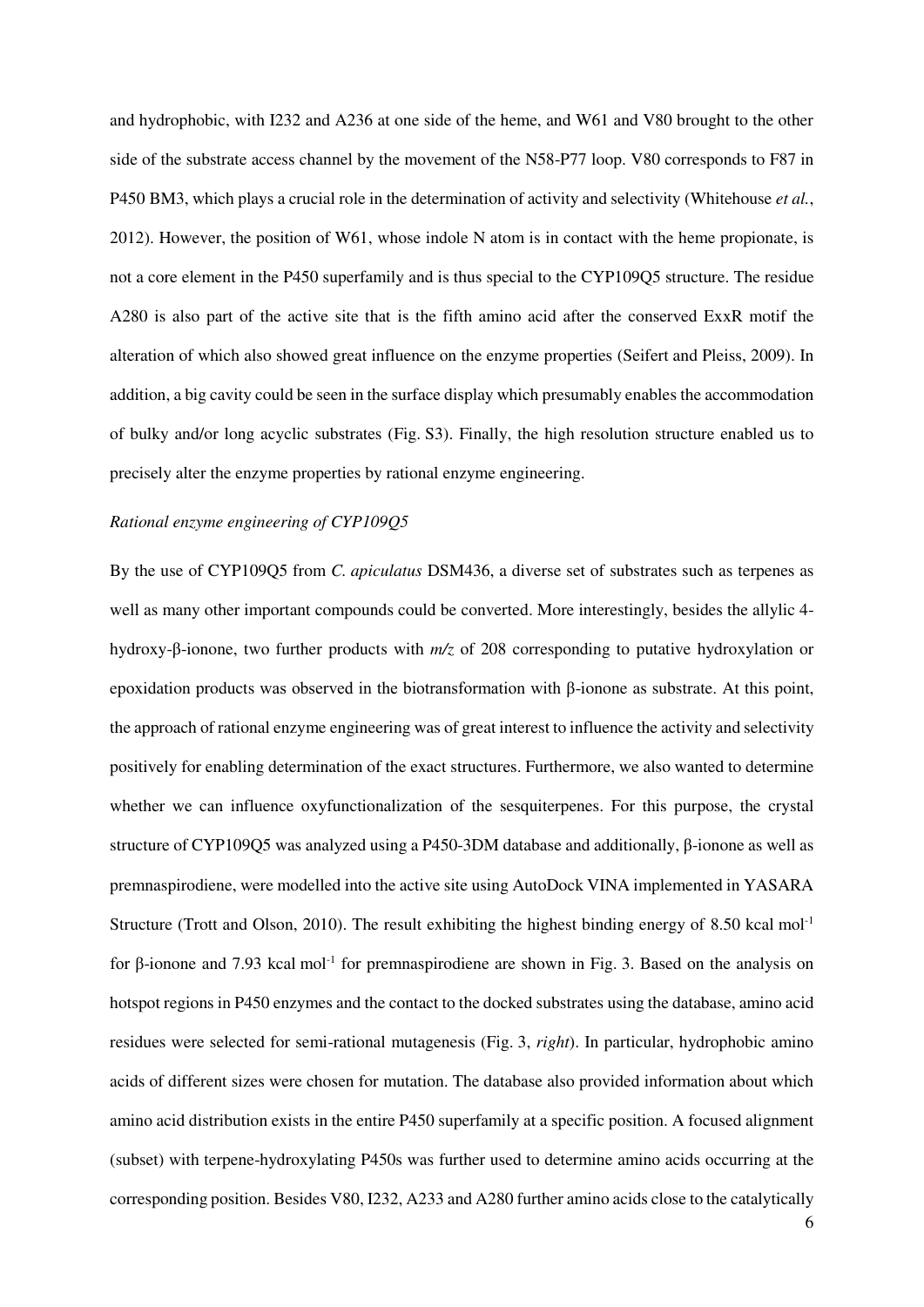and hydrophobic, with I232 and A236 at one side of the heme, and W61 and V80 brought to the other side of the substrate access channel by the movement of the N58-P77 loop. V80 corresponds to F87 in P450 BM3, which plays a crucial role in the determination of activity and selectivity (Whitehouse *et al.*, 2012). However, the position of W61, whose indole N atom is in contact with the heme propionate, is not a core element in the P450 superfamily and is thus special to the CYP109Q5 structure. The residue A280 is also part of the active site that is the fifth amino acid after the conserved ExxR motif the alteration of which also showed great influence on the enzyme properties (Seifert and Pleiss, 2009). In addition, a big cavity could be seen in the surface display which presumably enables the accommodation of bulky and/or long acyclic substrates (Fig. S3). Finally, the high resolution structure enabled us to precisely alter the enzyme properties by rational enzyme engineering.

*Rational enzyme engineering of CYP109Q5*

By the use of CYP109Q5 from *C. apiculatus* DSM436, a diverse set of substrates such as terpenes as well as many other important compounds could be converted. More interestingly, besides the allylic 4-hydroxy-β-ionone, two further products with *m/z* of 208 corresponding to putative hydroxylation or epoxidation products was observed in the biotransformation with β-ionone as substrate. At this point, the approach of rational enzyme engineering was of great interest to influence the activity and selectivity positively for enabling determination of the exact structures. Furthermore, we also wanted to determine whether we can influence oxyfunctionalization of the sesquiterpenes. For this purpose, the crystal structure of CYP109Q5 was analyzed using a P450-3DM database and additionally, β-ionone as well as premnaspirodiene, were modelled into the active site using AutoDock VINA implemented in YASARA Structure (Trott and Olson, 2010). The result exhibiting the highest binding energy of 8.50 kcal mol$^{-1}$ for β-ionone and 7.93 kcal mol$^{-1}$ for premnaspirodiene are shown in Fig. 3. Based on the analysis on hotspot regions in P450 enzymes and the contact to the docked substrates using the database, amino acid residues were selected for semi-rational mutagenesis (Fig. 3, *right*). In particular, hydrophobic amino acids of different sizes were chosen for mutation. The database also provided information about which amino acid distribution exists in the entire P450 superfamily at a specific position. A focused alignment (subset) with terpene-hydroxylating P450s was further used to determine amino acids occurring at the corresponding position. Besides V80, I232, A233 and A280 further amino acids close to the catalytically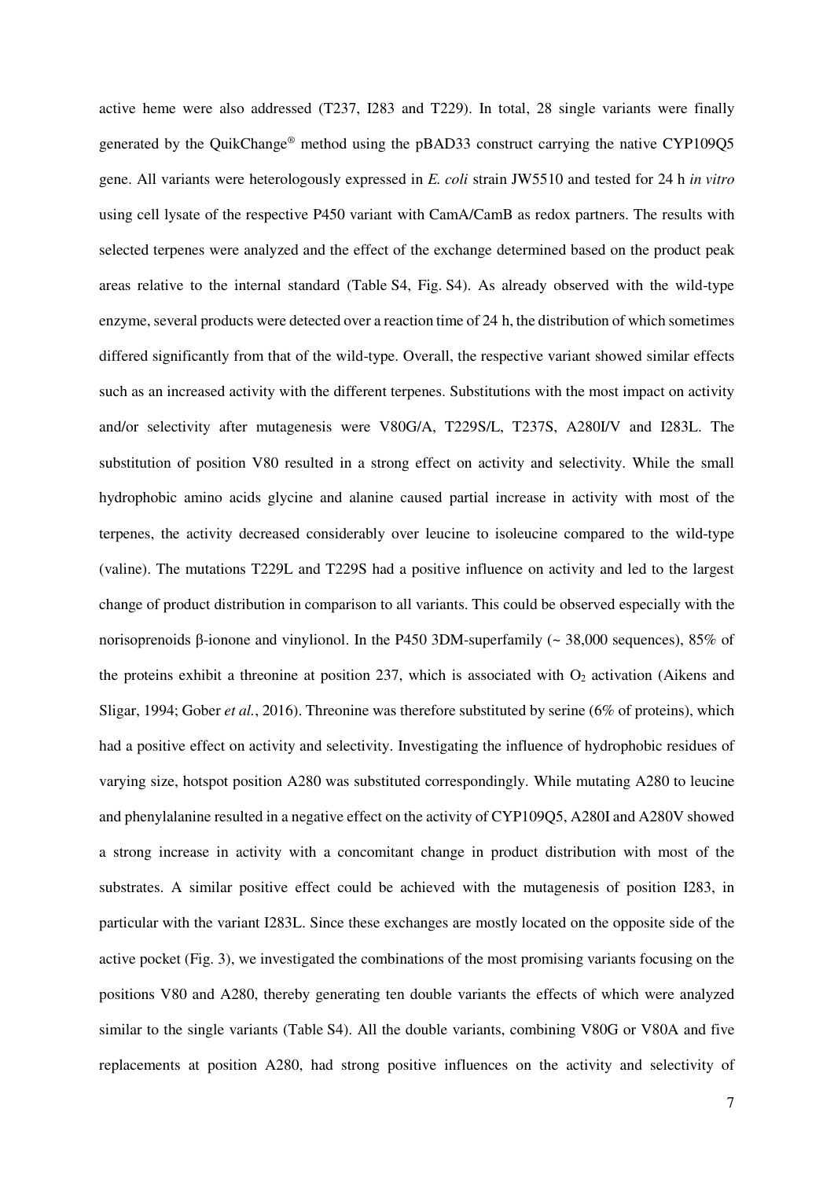active heme were also addressed (T237, I283 and T229). In total, 28 single variants were finally generated by the QuikChange® method using the pBAD33 construct carrying the native CYP109Q5 gene. All variants were heterologously expressed in *E. coli* strain JW5510 and tested for 24 h *in vitro* using cell lysate of the respective P450 variant with CamA/CamB as redox partners. The results with selected terpenes were analyzed and the effect of the exchange determined based on the product peak areas relative to the internal standard (Table S4, Fig. S4). As already observed with the wild-type enzyme, several products were detected over a reaction time of 24 h, the distribution of which sometimes differed significantly from that of the wild-type. Overall, the respective variant showed similar effects such as an increased activity with the different terpenes. Substitutions with the most impact on activity and/or selectivity after mutagenesis were V80G/A, T229S/L, T237S, A280I/V and I283L. The substitution of position V80 resulted in a strong effect on activity and selectivity. While the small hydrophobic amino acids glycine and alanine caused partial increase in activity with most of the terpenes, the activity decreased considerably over leucine to isoleucine compared to the wild-type (valine). The mutations T229L and T229S had a positive influence on activity and led to the largest change of product distribution in comparison to all variants. This could be observed especially with the norisoprenoids β-ionone and vinylionol. In the P450 3DM-superfamily (~ 38,000 sequences), 85% of the proteins exhibit a threonine at position 237, which is associated with $O_2$ activation (Aikens and Sligar, 1994; Gober *et al.*, 2016). Threonine was therefore substituted by serine (6% of proteins), which had a positive effect on activity and selectivity. Investigating the influence of hydrophobic residues of varying size, hotspot position A280 was substituted correspondingly. While mutating A280 to leucine and phenylalanine resulted in a negative effect on the activity of CYP109Q5, A280I and A280V showed a strong increase in activity with a concomitant change in product distribution with most of the substrates. A similar positive effect could be achieved with the mutagenesis of position I283, in particular with the variant I283L. Since these exchanges are mostly located on the opposite side of the active pocket (Fig. 3), we investigated the combinations of the most promising variants focusing on the positions V80 and A280, thereby generating ten double variants the effects of which were analyzed similar to the single variants (Table S4). All the double variants, combining V80G or V80A and five replacements at position A280, had strong positive influences on the activity and selectivity of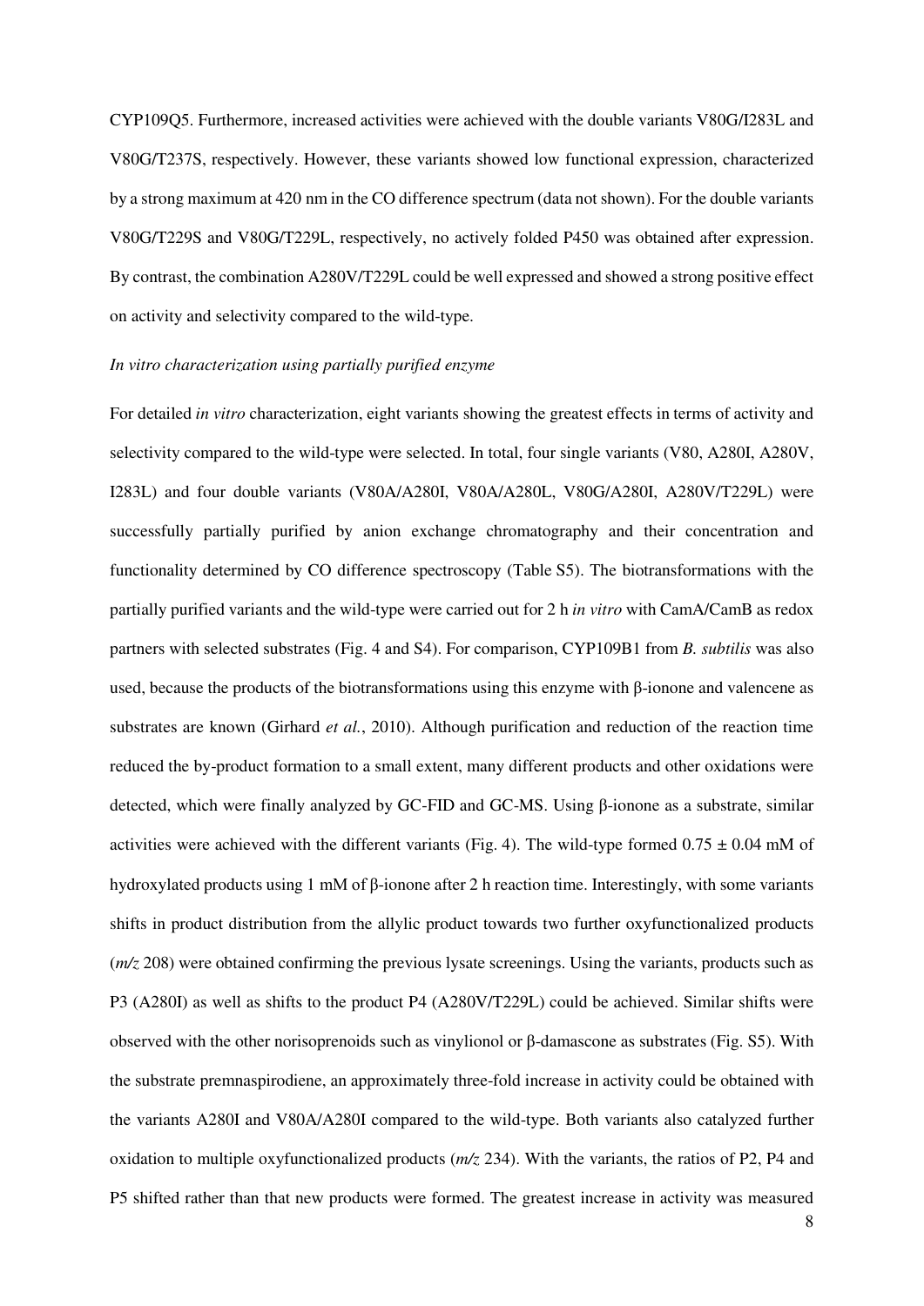CYP109Q5. Furthermore, increased activities were achieved with the double variants V80G/I283L and V80G/T237S, respectively. However, these variants showed low functional expression, characterized by a strong maximum at 420 nm in the CO difference spectrum (data not shown). For the double variants V80G/T229S and V80G/T229L, respectively, no actively folded P450 was obtained after expression. By contrast, the combination A280V/T229L could be well expressed and showed a strong positive effect on activity and selectivity compared to the wild-type.

*In vitro characterization using partially purified enzyme*

For detailed *in vitro* characterization, eight variants showing the greatest effects in terms of activity and selectivity compared to the wild-type were selected. In total, four single variants (V80, A280I, A280V, I283L) and four double variants (V80A/A280I, V80A/A280L, V80G/A280I, A280V/T229L) were successfully partially purified by anion exchange chromatography and their concentration and functionality determined by CO difference spectroscopy (Table S5). The biotransformations with the partially purified variants and the wild-type were carried out for 2 h *in vitro* with CamA/CamB as redox partners with selected substrates (Fig. 4 and S4). For comparison, CYP109B1 from *B. subtilis* was also used, because the products of the biotransformations using this enzyme with β-ionone and valencene as substrates are known (Girhard *et al.*, 2010). Although purification and reduction of the reaction time reduced the by-product formation to a small extent, many different products and other oxidations were detected, which were finally analyzed by GC-FID and GC-MS. Using β-ionone as a substrate, similar activities were achieved with the different variants (Fig. 4). The wild-type formed 0.75 ± 0.04 mM of hydroxylated products using 1 mM of β-ionone after 2 h reaction time. Interestingly, with some variants shifts in product distribution from the allylic product towards two further oxyfunctionalized products (*m/z* 208) were obtained confirming the previous lysate screenings. Using the variants, products such as P3 (A280I) as well as shifts to the product P4 (A280V/T229L) could be achieved. Similar shifts were observed with the other norisoprenoids such as vinylionol or β-damascone as substrates (Fig. S5). With the substrate premnaspirodiene, an approximately three-fold increase in activity could be obtained with the variants A280I and V80A/A280I compared to the wild-type. Both variants also catalyzed further oxidation to multiple oxyfunctionalized products (*m/z* 234). With the variants, the ratios of P2, P4 and P5 shifted rather than that new products were formed. The greatest increase in activity was measured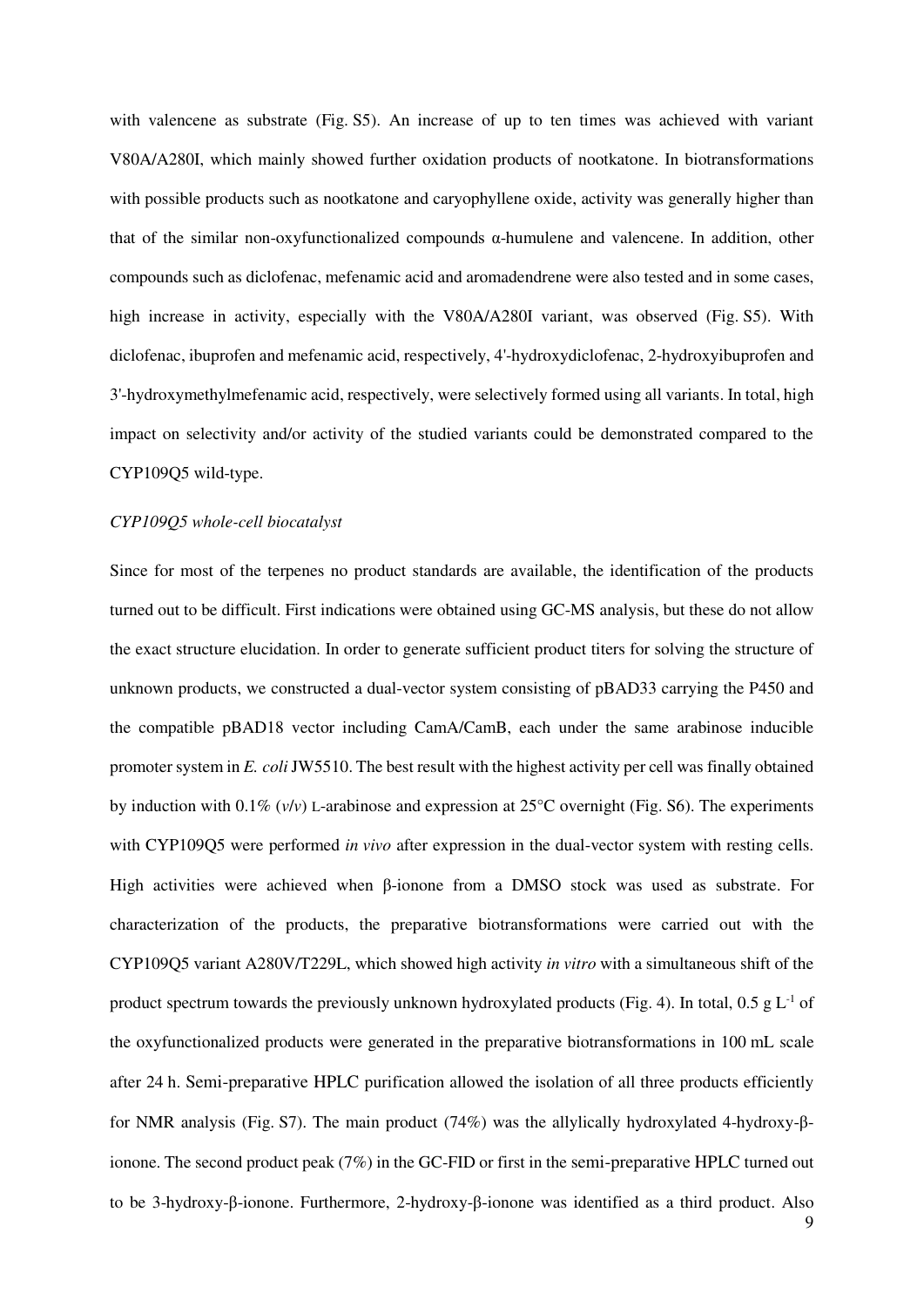with valencene as substrate (Fig. S5). An increase of up to ten times was achieved with variant V80A/A280I, which mainly showed further oxidation products of nootkatone. In biotransformations with possible products such as nootkatone and caryophyllene oxide, activity was generally higher than that of the similar non-oxyfunctionalized compounds α-humulene and valencene. In addition, other compounds such as diclofenac, mefenamic acid and aromadendrene were also tested and in some cases, high increase in activity, especially with the V80A/A280I variant, was observed (Fig. S5). With diclofenac, ibuprofen and mefenamic acid, respectively, 4'-hydroxydiclofenac, 2-hydroxyibuprofen and 3'-hydroxymethylmefenamic acid, respectively, were selectively formed using all variants. In total, high impact on selectivity and/or activity of the studied variants could be demonstrated compared to the CYP109Q5 wild-type.

*CYP109Q5 whole-cell biocatalyst*

Since for most of the terpenes no product standards are available, the identification of the products turned out to be difficult. First indications were obtained using GC-MS analysis, but these do not allow the exact structure elucidation. In order to generate sufficient product titers for solving the structure of unknown products, we constructed a dual-vector system consisting of pBAD33 carrying the P450 and the compatible pBAD18 vector including CamA/CamB, each under the same arabinose inducible promoter system in *E. coli* JW5510. The best result with the highest activity per cell was finally obtained by induction with 0.1% (*v*/*v*) L-arabinose and expression at 25°C overnight (Fig. S6). The experiments with CYP109Q5 were performed *in vivo* after expression in the dual-vector system with resting cells. High activities were achieved when β-ionone from a DMSO stock was used as substrate. For characterization of the products, the preparative biotransformations were carried out with the CYP109Q5 variant A280V/T229L, which showed high activity *in vitro* with a simultaneous shift of the product spectrum towards the previously unknown hydroxylated products (Fig. 4). In total, 0.5 g $L^{-1}$ of the oxyfunctionalized products were generated in the preparative biotransformations in 100 mL scale after 24 h. Semi-preparative HPLC purification allowed the isolation of all three products efficiently for NMR analysis (Fig. S7). The main product (74%) was the allylically hydroxylated 4-hydroxy-β-ionone. The second product peak (7%) in the GC-FID or first in the semi-preparative HPLC turned out to be 3-hydroxy-β-ionone. Furthermore, 2-hydroxy-β-ionone was identified as a third product. Also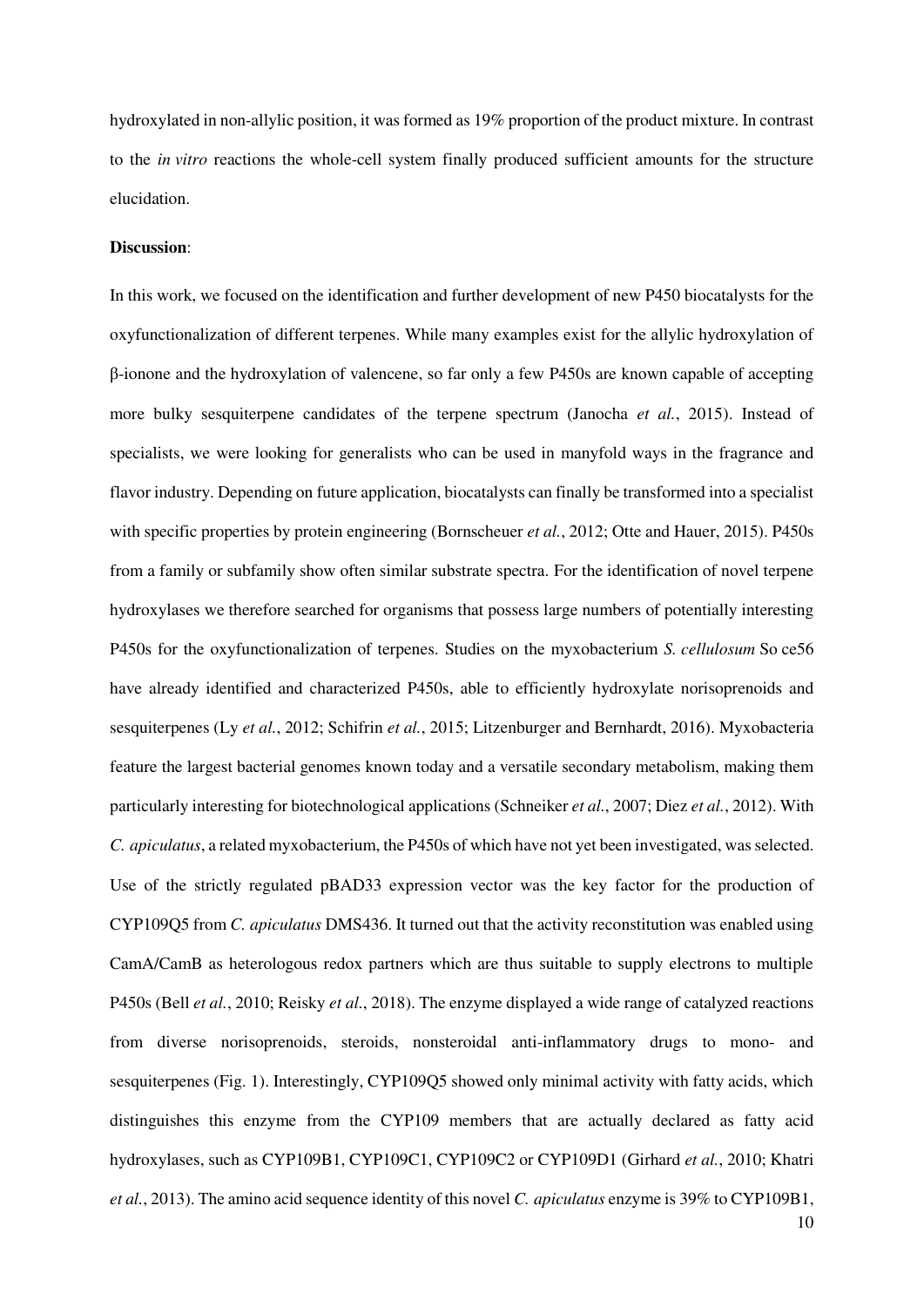hydroxylated in non-allylic position, it was formed as 19% proportion of the product mixture. In contrast to the *in vitro* reactions the whole-cell system finally produced sufficient amounts for the structure elucidation.

**Discussion**:

In this work, we focused on the identification and further development of new P450 biocatalysts for the oxyfunctionalization of different terpenes. While many examples exist for the allylic hydroxylation of β-ionone and the hydroxylation of valencene, so far only a few P450s are known capable of accepting more bulky sesquiterpene candidates of the terpene spectrum (Janocha *et al.*, 2015). Instead of specialists, we were looking for generalists who can be used in manyfold ways in the fragrance and flavor industry. Depending on future application, biocatalysts can finally be transformed into a specialist with specific properties by protein engineering (Bornscheuer *et al.*, 2012; Otte and Hauer, 2015). P450s from a family or subfamily show often similar substrate spectra. For the identification of novel terpene hydroxylases we therefore searched for organisms that possess large numbers of potentially interesting P450s for the oxyfunctionalization of terpenes. Studies on the myxobacterium *S. cellulosum* So ce56 have already identified and characterized P450s, able to efficiently hydroxylate norisoprenoids and sesquiterpenes (Ly *et al.*, 2012; Schifrin *et al.*, 2015; Litzenburger and Bernhardt, 2016). Myxobacteria feature the largest bacterial genomes known today and a versatile secondary metabolism, making them particularly interesting for biotechnological applications (Schneiker *et al.*, 2007; Diez *et al.*, 2012). With *C. apiculatus*, a related myxobacterium, the P450s of which have not yet been investigated, was selected. Use of the strictly regulated pBAD33 expression vector was the key factor for the production of CYP109Q5 from *C. apiculatus* DMS436. It turned out that the activity reconstitution was enabled using CamA/CamB as heterologous redox partners which are thus suitable to supply electrons to multiple P450s (Bell *et al.*, 2010; Reisky *et al.*, 2018). The enzyme displayed a wide range of catalyzed reactions from diverse norisoprenoids, steroids, nonsteroidal anti-inflammatory drugs to mono- and sesquiterpenes (Fig. 1). Interestingly, CYP109Q5 showed only minimal activity with fatty acids, which distinguishes this enzyme from the CYP109 members that are actually declared as fatty acid hydroxylases, such as CYP109B1, CYP109C1, CYP109C2 or CYP109D1 (Girhard *et al.*, 2010; Khatri *et al.*, 2013). The amino acid sequence identity of this novel *C. apiculatus* enzyme is 39% to CYP109B1,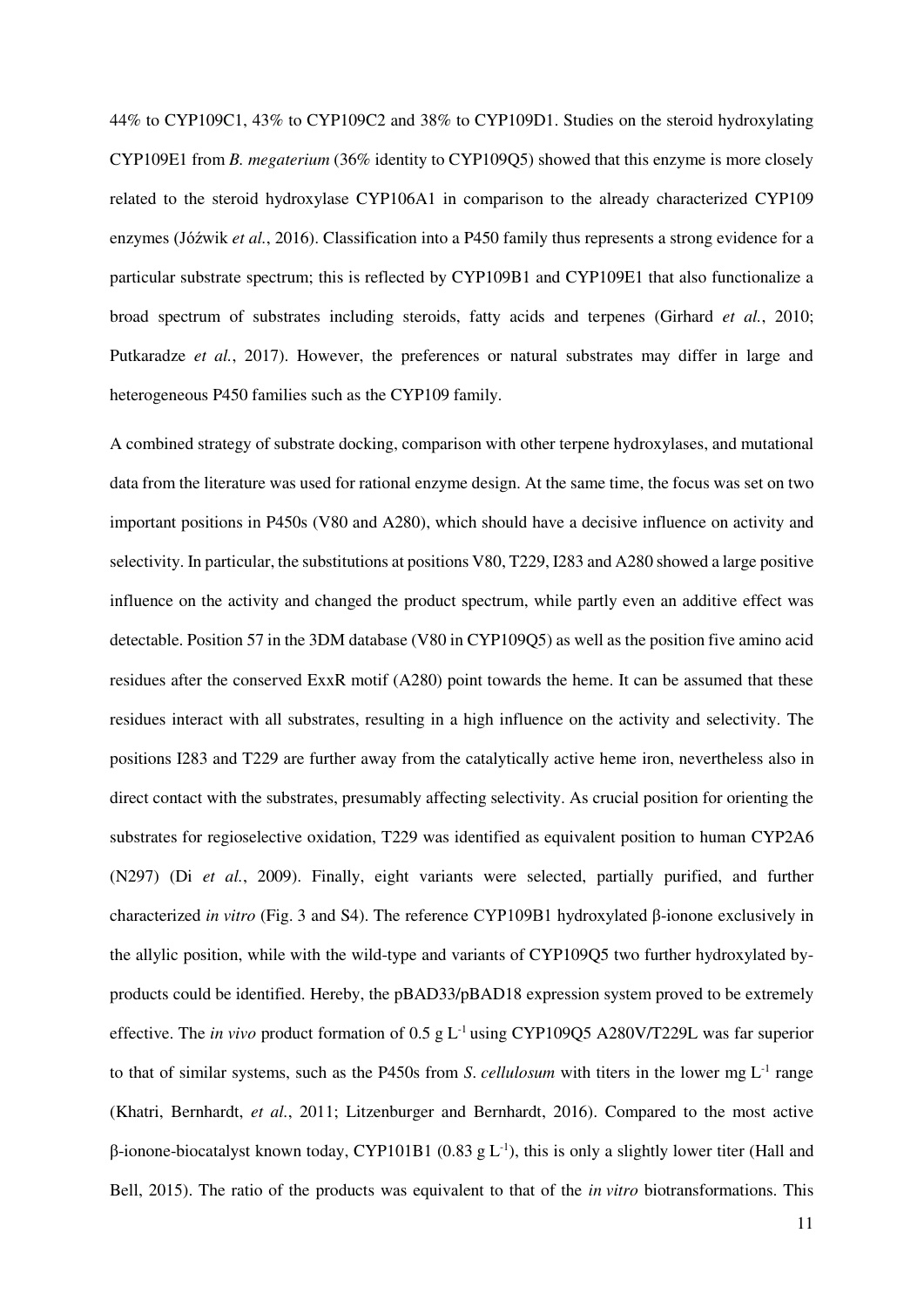44% to CYP109C1, 43% to CYP109C2 and 38% to CYP109D1. Studies on the steroid hydroxylating CYP109E1 from *B. megaterium* (36% identity to CYP109Q5) showed that this enzyme is more closely related to the steroid hydroxylase CYP106A1 in comparison to the already characterized CYP109 enzymes (Jóźwik *et al.*, 2016). Classification into a P450 family thus represents a strong evidence for a particular substrate spectrum; this is reflected by CYP109B1 and CYP109E1 that also functionalize a broad spectrum of substrates including steroids, fatty acids and terpenes (Girhard *et al.*, 2010; Putkaradze *et al.*, 2017). However, the preferences or natural substrates may differ in large and heterogeneous P450 families such as the CYP109 family.

A combined strategy of substrate docking, comparison with other terpene hydroxylases, and mutational data from the literature was used for rational enzyme design. At the same time, the focus was set on two important positions in P450s (V80 and A280), which should have a decisive influence on activity and selectivity. In particular, the substitutions at positions V80, T229, I283 and A280 showed a large positive influence on the activity and changed the product spectrum, while partly even an additive effect was detectable. Position 57 in the 3DM database (V80 in CYP109Q5) as well as the position five amino acid residues after the conserved ExxR motif (A280) point towards the heme. It can be assumed that these residues interact with all substrates, resulting in a high influence on the activity and selectivity. The positions I283 and T229 are further away from the catalytically active heme iron, nevertheless also in direct contact with the substrates, presumably affecting selectivity. As crucial position for orienting the substrates for regioselective oxidation, T229 was identified as equivalent position to human CYP2A6 (N297) (Di *et al.*, 2009). Finally, eight variants were selected, partially purified, and further characterized *in vitro* (Fig. 3 and S4). The reference CYP109B1 hydroxylated β-ionone exclusively in the allylic position, while with the wild-type and variants of CYP109Q5 two further hydroxylated by-products could be identified. Hereby, the pBAD33/pBAD18 expression system proved to be extremely effective. The *in vivo* product formation of 0.5 g $L^{-1}$ using CYP109Q5 A280V/T229L was far superior to that of similar systems, such as the P450s from *S. cellulosum* with titers in the lower mg $L^{-1}$ range (Khatri, Bernhardt, *et al.*, 2011; Litzenburger and Bernhardt, 2016). Compared to the most active β-ionone-biocatalyst known today, CYP101B1 (0.83 g $L^{-1}$), this is only a slightly lower titer (Hall and Bell, 2015). The ratio of the products was equivalent to that of the *in vitro* biotransformations. This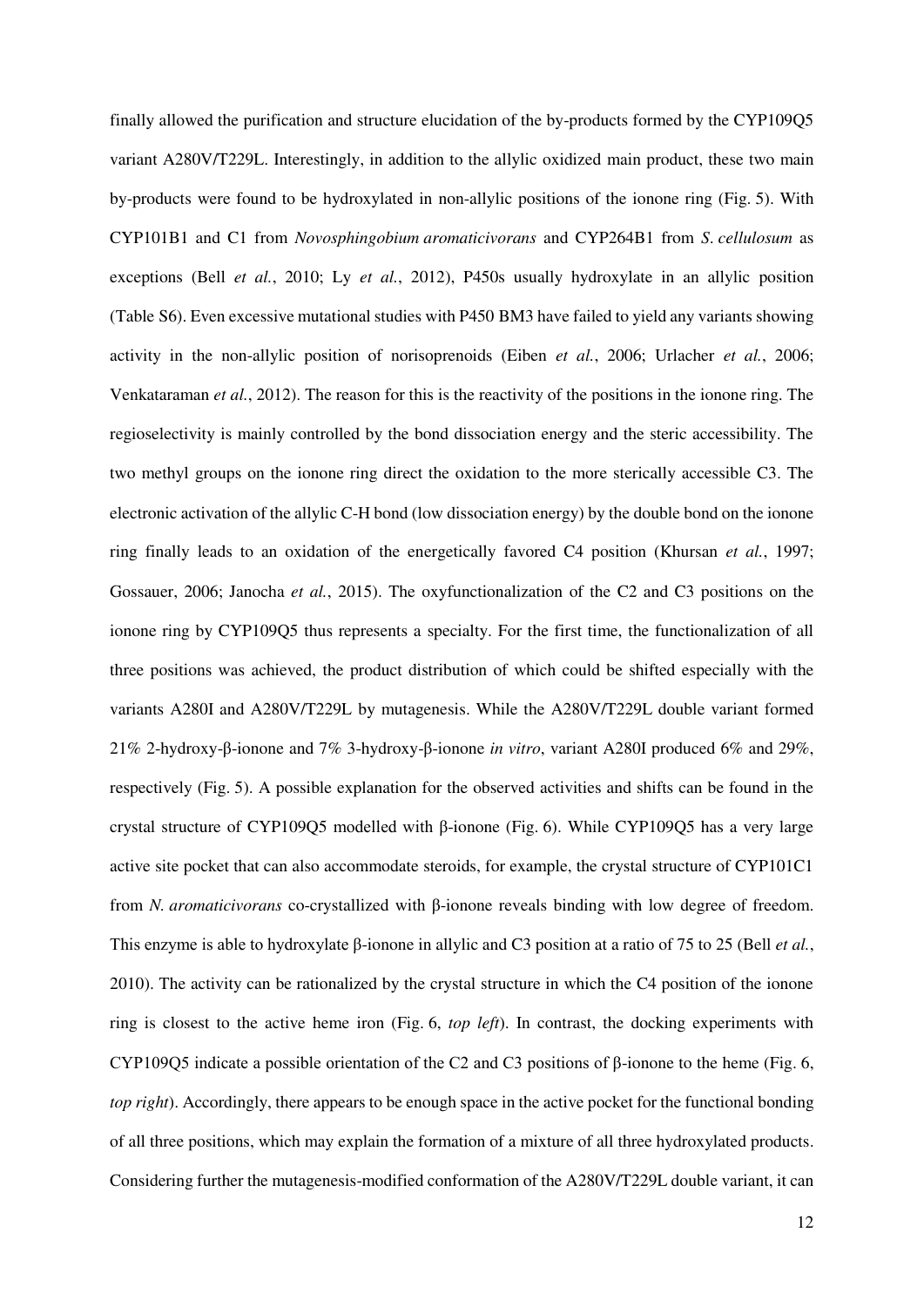finally allowed the purification and structure elucidation of the by-products formed by the CYP109Q5 variant A280V/T229L. Interestingly, in addition to the allylic oxidized main product, these two main by-products were found to be hydroxylated in non-allylic positions of the ionone ring (Fig. 5). With CYP101B1 and C1 from *Novosphingobium aromaticivorans* and CYP264B1 from *S. cellulosum* as exceptions (Bell *et al.*, 2010; Ly *et al.*, 2012), P450s usually hydroxylate in an allylic position (Table S6). Even excessive mutational studies with P450 BM3 have failed to yield any variants showing activity in the non-allylic position of norisoprenoids (Eiben *et al.*, 2006; Urlacher *et al.*, 2006; Venkataraman *et al.*, 2012). The reason for this is the reactivity of the positions in the ionone ring. The regioselectivity is mainly controlled by the bond dissociation energy and the steric accessibility. The two methyl groups on the ionone ring direct the oxidation to the more sterically accessible C3. The electronic activation of the allylic C-H bond (low dissociation energy) by the double bond on the ionone ring finally leads to an oxidation of the energetically favored C4 position (Khursan *et al.*, 1997; Gossauer, 2006; Janocha *et al.*, 2015). The oxyfunctionalization of the C2 and C3 positions on the ionone ring by CYP109Q5 thus represents a specialty. For the first time, the functionalization of all three positions was achieved, the product distribution of which could be shifted especially with the variants A280I and A280V/T229L by mutagenesis. While the A280V/T229L double variant formed 21% 2-hydroxy-β-ionone and 7% 3-hydroxy-β-ionone *in vitro*, variant A280I produced 6% and 29%, respectively (Fig. 5). A possible explanation for the observed activities and shifts can be found in the crystal structure of CYP109Q5 modelled with β-ionone (Fig. 6). While CYP109Q5 has a very large active site pocket that can also accommodate steroids, for example, the crystal structure of CYP101C1 from *N. aromaticivorans* co-crystallized with β-ionone reveals binding with low degree of freedom. This enzyme is able to hydroxylate β-ionone in allylic and C3 position at a ratio of 75 to 25 (Bell *et al.*, 2010). The activity can be rationalized by the crystal structure in which the C4 position of the ionone ring is closest to the active heme iron (Fig. 6, *top left*). In contrast, the docking experiments with CYP109Q5 indicate a possible orientation of the C2 and C3 positions of β-ionone to the heme (Fig. 6, *top right*). Accordingly, there appears to be enough space in the active pocket for the functional bonding of all three positions, which may explain the formation of a mixture of all three hydroxylated products. Considering further the mutagenesis-modified conformation of the A280V/T229L double variant, it can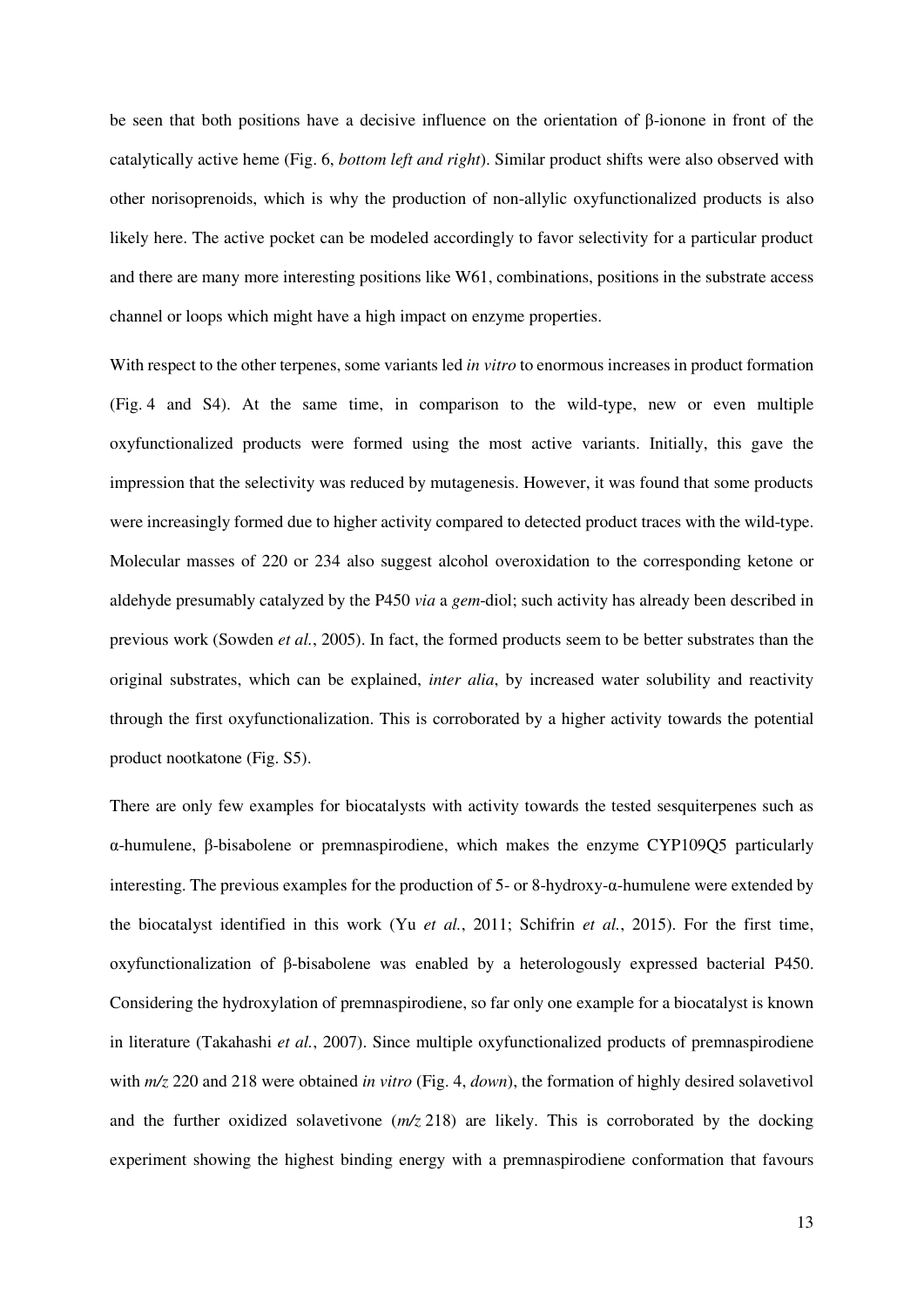be seen that both positions have a decisive influence on the orientation of β-ionone in front of the catalytically active heme (Fig. 6, *bottom left and right*). Similar product shifts were also observed with other norisoprenoids, which is why the production of non-allylic oxyfunctionalized products is also likely here. The active pocket can be modeled accordingly to favor selectivity for a particular product and there are many more interesting positions like W61, combinations, positions in the substrate access channel or loops which might have a high impact on enzyme properties.

With respect to the other terpenes, some variants led *in vitro* to enormous increases in product formation (Fig. 4 and S4). At the same time, in comparison to the wild-type, new or even multiple oxyfunctionalized products were formed using the most active variants. Initially, this gave the impression that the selectivity was reduced by mutagenesis. However, it was found that some products were increasingly formed due to higher activity compared to detected product traces with the wild-type. Molecular masses of 220 or 234 also suggest alcohol overoxidation to the corresponding ketone or aldehyde presumably catalyzed by the P450 *via* a *gem*-diol; such activity has already been described in previous work (Sowden *et al.*, 2005). In fact, the formed products seem to be better substrates than the original substrates, which can be explained, *inter alia*, by increased water solubility and reactivity through the first oxyfunctionalization. This is corroborated by a higher activity towards the potential product nootkatone (Fig. S5).

There are only few examples for biocatalysts with activity towards the tested sesquiterpenes such as α-humulene, β-bisabolene or premnaspirodiene, which makes the enzyme CYP109Q5 particularly interesting. The previous examples for the production of 5- or 8-hydroxy-α-humulene were extended by the biocatalyst identified in this work (Yu *et al.*, 2011; Schifrin *et al.*, 2015). For the first time, oxyfunctionalization of β-bisabolene was enabled by a heterologously expressed bacterial P450. Considering the hydroxylation of premnaspirodiene, so far only one example for a biocatalyst is known in literature (Takahashi *et al.*, 2007). Since multiple oxyfunctionalized products of premnaspirodiene with *m/z* 220 and 218 were obtained *in vitro* (Fig. 4, *down*), the formation of highly desired solavetivol and the further oxidized solavetivone (*m/z* 218) are likely. This is corroborated by the docking experiment showing the highest binding energy with a premnaspirodiene conformation that favours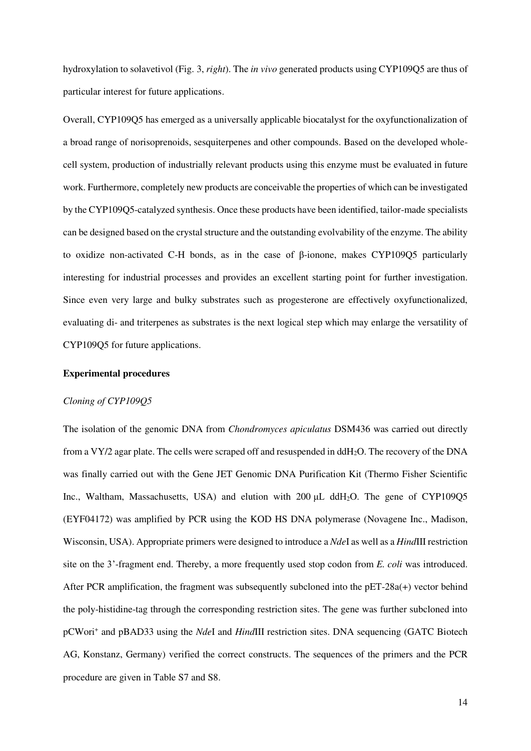hydroxylation to solavetivol (Fig. 3, *right*). The *in vivo* generated products using CYP109Q5 are thus of particular interest for future applications.

Overall, CYP109Q5 has emerged as a universally applicable biocatalyst for the oxyfunctionalization of a broad range of norisoprenoids, sesquiterpenes and other compounds. Based on the developed whole-cell system, production of industrially relevant products using this enzyme must be evaluated in future work. Furthermore, completely new products are conceivable the properties of which can be investigated by the CYP109Q5-catalyzed synthesis. Once these products have been identified, tailor-made specialists can be designed based on the crystal structure and the outstanding evolvability of the enzyme. The ability to oxidize non-activated C-H bonds, as in the case of β-ionone, makes CYP109Q5 particularly interesting for industrial processes and provides an excellent starting point for further investigation. Since even very large and bulky substrates such as progesterone are effectively oxyfunctionalized, evaluating di- and triterpenes as substrates is the next logical step which may enlarge the versatility of CYP109Q5 for future applications.

## Experimental procedures

### *Cloning of CYP109Q5*

The isolation of the genomic DNA from *Chondromyces apiculatus* DSM436 was carried out directly from a VY/2 agar plate. The cells were scraped off and resuspended in $ddH_2O$. The recovery of the DNA was finally carried out with the Gene JET Genomic DNA Purification Kit (Thermo Fisher Scientific Inc., Waltham, Massachusetts, USA) and elution with 200 µL $ddH_2O$. The gene of CYP109Q5 (EYF04172) was amplified by PCR using the KOD HS DNA polymerase (Novagene Inc., Madison, Wisconsin, USA). Appropriate primers were designed to introduce a *Nde*I as well as a *Hind*III restriction site on the 3'-fragment end. Thereby, a more frequently used stop codon from *E. coli* was introduced. After PCR amplification, the fragment was subsequently subcloned into the pET-28a(+) vector behind the poly-histidine-tag through the corresponding restriction sites. The gene was further subcloned into pCWori$^+$ and pBAD33 using the *Nde*I and *Hind*III restriction sites. DNA sequencing (GATC Biotech AG, Konstanz, Germany) verified the correct constructs. The sequences of the primers and the PCR procedure are given in Table S7 and S8.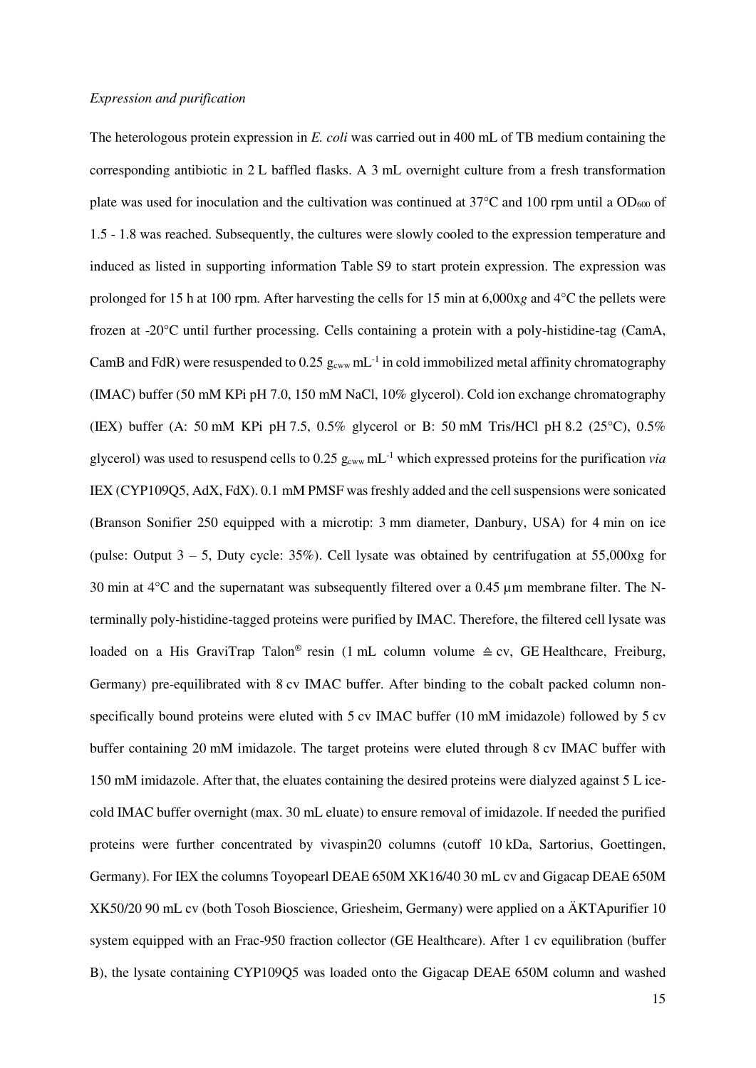*Expression and purification*

The heterologous protein expression in *E. coli* was carried out in 400 mL of TB medium containing the corresponding antibiotic in 2 L baffled flasks. A 3 mL overnight culture from a fresh transformation plate was used for inoculation and the cultivation was continued at 37°C and 100 rpm until a $OD_{600}$ of 1.5 - 1.8 was reached. Subsequently, the cultures were slowly cooled to the expression temperature and induced as listed in supporting information Table S9 to start protein expression. The expression was prolonged for 15 h at 100 rpm. After harvesting the cells for 15 min at 6,000x*g* and 4°C the pellets were frozen at -20°C until further processing. Cells containing a protein with a poly-histidine-tag (CamA, CamB and FdR) were resuspended to 0.25 $g_{cww}$ $mL^{-1}$ in cold immobilized metal affinity chromatography (IMAC) buffer (50 mM KPi pH 7.0, 150 mM NaCl, 10% glycerol). Cold ion exchange chromatography (IEX) buffer (A: 50 mM KPi pH 7.5, 0.5% glycerol or B: 50 mM Tris/HCl pH 8.2 (25°C), 0.5% glycerol) was used to resuspend cells to 0.25 $g_{cww}$ $mL^{-1}$ which expressed proteins for the purification *via* IEX (CYP109Q5, AdX, FdX). 0.1 mM PMSF was freshly added and the cell suspensions were sonicated (Branson Sonifier 250 equipped with a microtip: 3 mm diameter, Danbury, USA) for 4 min on ice (pulse: Output 3 – 5, Duty cycle: 35%). Cell lysate was obtained by centrifugation at 55,000xg for 30 min at 4°C and the supernatant was subsequently filtered over a 0.45 µm membrane filter. The N-terminally poly-histidine-tagged proteins were purified by IMAC. Therefore, the filtered cell lysate was loaded on a His GraviTrap Talon® resin (1 mL column volume ≙ cv, GE Healthcare, Freiburg, Germany) pre-equilibrated with 8 cv IMAC buffer. After binding to the cobalt packed column non-specifically bound proteins were eluted with 5 cv IMAC buffer (10 mM imidazole) followed by 5 cv buffer containing 20 mM imidazole. The target proteins were eluted through 8 cv IMAC buffer with 150 mM imidazole. After that, the eluates containing the desired proteins were dialyzed against 5 L ice-cold IMAC buffer overnight (max. 30 mL eluate) to ensure removal of imidazole. If needed the purified proteins were further concentrated by vivaspin20 columns (cutoff 10 kDa, Sartorius, Goettingen, Germany). For IEX the columns Toyopearl DEAE 650M XK16/40 30 mL cv and Gigacap DEAE 650M XK50/20 90 mL cv (both Tosoh Bioscience, Griesheim, Germany) were applied on a ÄKTApurifier 10 system equipped with an Frac-950 fraction collector (GE Healthcare). After 1 cv equilibration (buffer B), the lysate containing CYP109Q5 was loaded onto the Gigacap DEAE 650M column and washed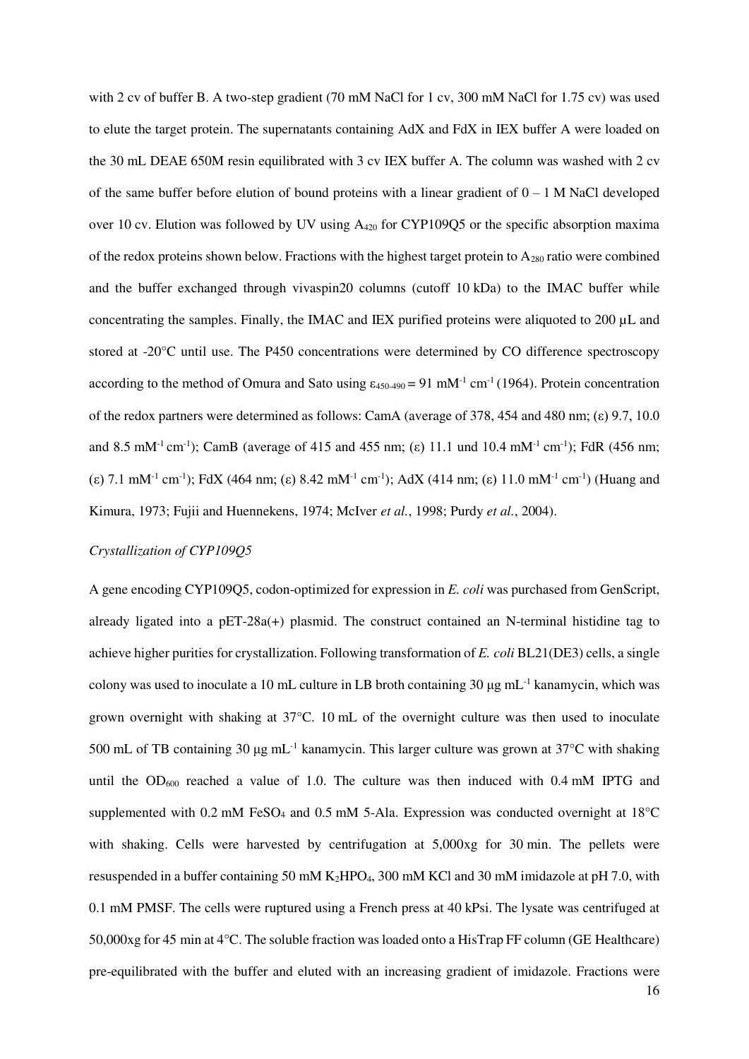with 2 cv of buffer B. A two-step gradient (70 mM NaCl for 1 cv, 300 mM NaCl for 1.75 cv) was used to elute the target protein. The supernatants containing AdX and FdX in IEX buffer A were loaded on the 30 mL DEAE 650M resin equilibrated with 3 cv IEX buffer A. The column was washed with 2 cv of the same buffer before elution of bound proteins with a linear gradient of 0 – 1 M NaCl developed over 10 cv. Elution was followed by UV using $A_{420}$ for CYP109Q5 or the specific absorption maxima of the redox proteins shown below. Fractions with the highest target protein to $A_{280}$ ratio were combined and the buffer exchanged through vivaspin20 columns (cutoff 10 kDa) to the IMAC buffer while concentrating the samples. Finally, the IMAC and IEX purified proteins were aliquoted to 200 µL and stored at -20°C until use. The P450 concentrations were determined by CO difference spectroscopy according to the method of Omura and Sato using $\varepsilon_{450-490} = 91$ $mM^{-1}$ $cm^{-1}$ (1964). Protein concentration of the redox partners were determined as follows: CamA (average of 378, 454 and 480 nm; (ε) 9.7, 10.0 and 8.5 $mM^{-1}$ $cm^{-1}$); CamB (average of 415 and 455 nm; (ε) 11.1 und 10.4 $mM^{-1}$ $cm^{-1}$); FdR (456 nm; (ε) 7.1 $mM^{-1}$ $cm^{-1}$); FdX (464 nm; (ε) 8.42 $mM^{-1}$ $cm^{-1}$); AdX (414 nm; (ε) 11.0 $mM^{-1}$ $cm^{-1}$) (Huang and Kimura, 1973; Fujii and Huennekens, 1974; McIver *et al.*, 1998; Purdy *et al.*, 2004).

*Crystallization of CYP109Q5*

A gene encoding CYP109Q5, codon-optimized for expression in *E. coli* was purchased from GenScript, already ligated into a pET-28a(+) plasmid. The construct contained an N-terminal histidine tag to achieve higher purities for crystallization. Following transformation of *E. coli* BL21(DE3) cells, a single colony was used to inoculate a 10 mL culture in LB broth containing 30 µg $mL^{-1}$ kanamycin, which was grown overnight with shaking at 37°C. 10 mL of the overnight culture was then used to inoculate 500 mL of TB containing 30 µg $mL^{-1}$ kanamycin. This larger culture was grown at 37°C with shaking until the $OD_{600}$ reached a value of 1.0. The culture was then induced with 0.4 mM IPTG and supplemented with 0.2 mM $FeSO_4$ and 0.5 mM 5-Ala. Expression was conducted overnight at 18°C with shaking. Cells were harvested by centrifugation at 5,000xg for 30 min. The pellets were resuspended in a buffer containing 50 mM $K_2HPO_4$, 300 mM KCl and 30 mM imidazole at pH 7.0, with 0.1 mM PMSF. The cells were ruptured using a French press at 40 kPsi. The lysate was centrifuged at 50,000xg for 45 min at 4°C. The soluble fraction was loaded onto a HisTrap FF column (GE Healthcare) pre-equilibrated with the buffer and eluted with an increasing gradient of imidazole. Fractions were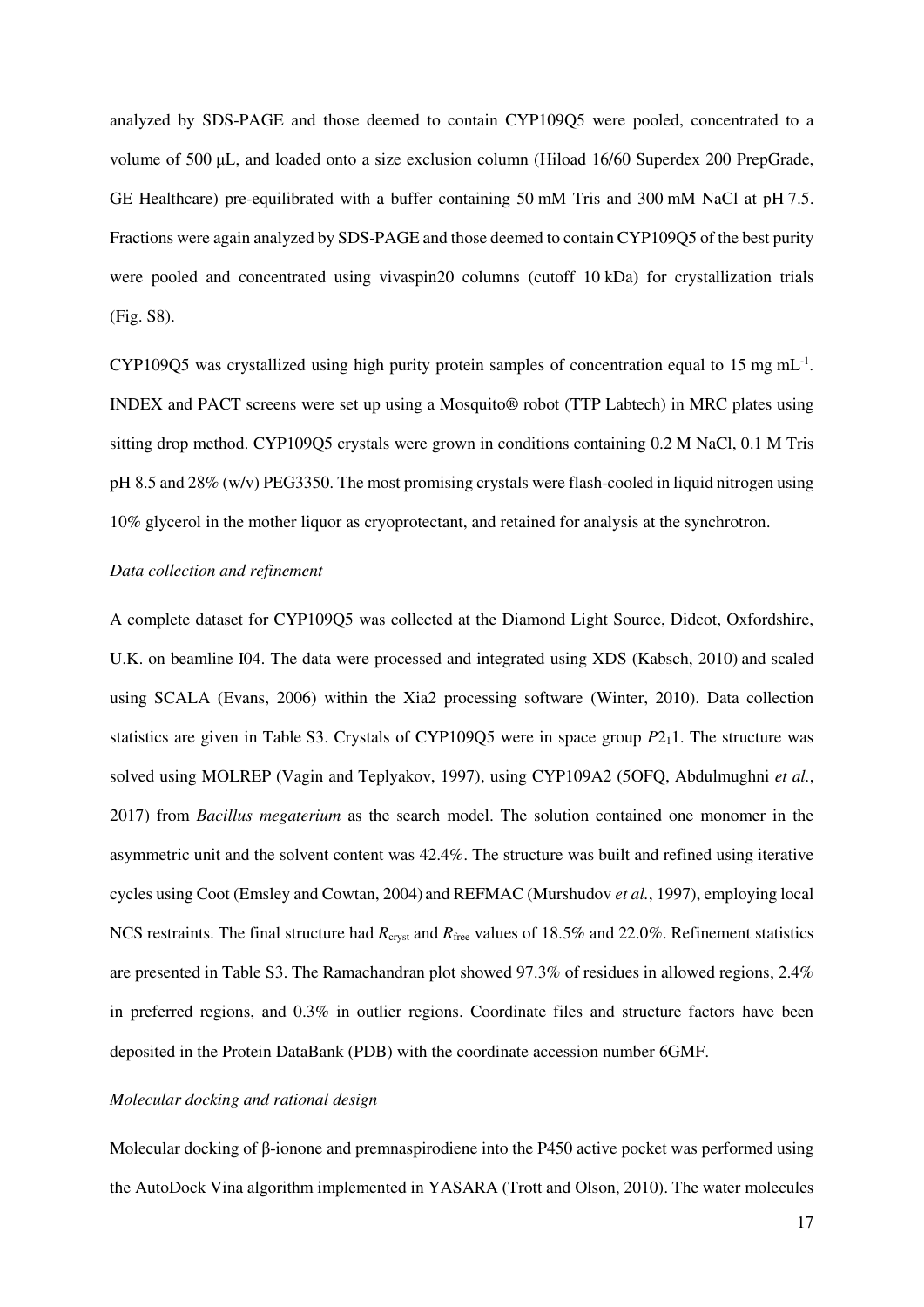analyzed by SDS-PAGE and those deemed to contain CYP109Q5 were pooled, concentrated to a volume of 500 µL, and loaded onto a size exclusion column (Hiload 16/60 Superdex 200 PrepGrade, GE Healthcare) pre-equilibrated with a buffer containing 50 mM Tris and 300 mM NaCl at pH 7.5. Fractions were again analyzed by SDS-PAGE and those deemed to contain CYP109Q5 of the best purity were pooled and concentrated using vivaspin20 columns (cutoff 10 kDa) for crystallization trials (Fig. S8).

CYP109Q5 was crystallized using high purity protein samples of concentration equal to 15 mg mL$^{-1}$. INDEX and PACT screens were set up using a Mosquito® robot (TTP Labtech) in MRC plates using sitting drop method. CYP109Q5 crystals were grown in conditions containing 0.2 M NaCl, 0.1 M Tris pH 8.5 and 28% (w/v) PEG3350. The most promising crystals were flash-cooled in liquid nitrogen using 10% glycerol in the mother liquor as cryoprotectant, and retained for analysis at the synchrotron.

*Data collection and refinement*

A complete dataset for CYP109Q5 was collected at the Diamond Light Source, Didcot, Oxfordshire, U.K. on beamline I04. The data were processed and integrated using XDS (Kabsch, 2010) and scaled using SCALA (Evans, 2006) within the Xia2 processing software (Winter, 2010). Data collection statistics are given in Table S3. Crystals of CYP109Q5 were in space group $P2_11$. The structure was solved using MOLREP (Vagin and Teplyakov, 1997), using CYP109A2 (5OFQ, Abdulmughni *et al.*, 2017) from *Bacillus megaterium* as the search model. The solution contained one monomer in the asymmetric unit and the solvent content was 42.4%. The structure was built and refined using iterative cycles using Coot (Emsley and Cowtan, 2004) and REFMAC (Murshudov *et al.*, 1997), employing local NCS restraints. The final structure had $R_{cryst}$ and $R_{free}$ values of 18.5% and 22.0%. Refinement statistics are presented in Table S3. The Ramachandran plot showed 97.3% of residues in allowed regions, 2.4% in preferred regions, and 0.3% in outlier regions. Coordinate files and structure factors have been deposited in the Protein DataBank (PDB) with the coordinate accession number 6GMF.

*Molecular docking and rational design*

Molecular docking of β-ionone and premnaspirodiene into the P450 active pocket was performed using the AutoDock Vina algorithm implemented in YASARA (Trott and Olson, 2010). The water molecules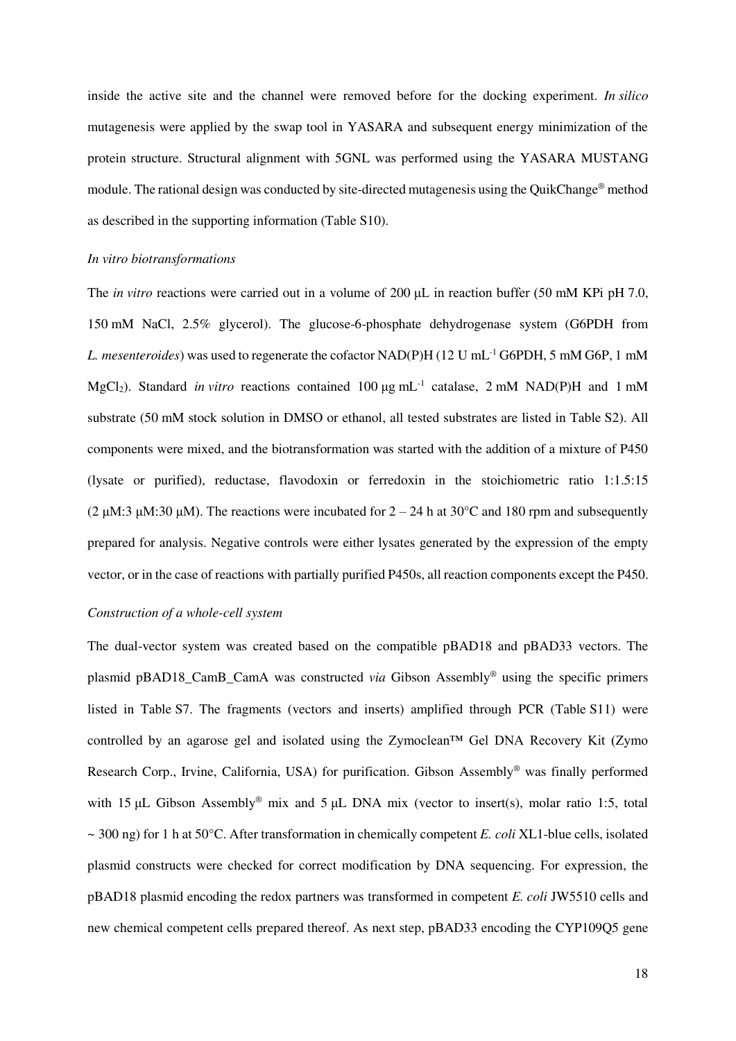inside the active site and the channel were removed before for the docking experiment. *In silico* mutagenesis were applied by the swap tool in YASARA and subsequent energy minimization of the protein structure. Structural alignment with 5GNL was performed using the YASARA MUSTANG module. The rational design was conducted by site-directed mutagenesis using the QuikChange® method as described in the supporting information (Table S10).

*In vitro biotransformations*

The *in vitro* reactions were carried out in a volume of 200 µL in reaction buffer (50 mM KPi pH 7.0, 150 mM NaCl, 2.5% glycerol). The glucose-6-phosphate dehydrogenase system (G6PDH from *L. mesenteroides*) was used to regenerate the cofactor NAD(P)H (12 U $mL^{-1}$ G6PDH, 5 mM G6P, 1 mM $MgCl_2$). Standard *in vitro* reactions contained 100 µg $mL^{-1}$ catalase, 2 mM NAD(P)H and 1 mM substrate (50 mM stock solution in DMSO or ethanol, all tested substrates are listed in Table S2). All components were mixed, and the biotransformation was started with the addition of a mixture of P450 (lysate or purified), reductase, flavodoxin or ferredoxin in the stoichiometric ratio 1:1.5:15 (2 µM:3 µM:30 µM). The reactions were incubated for 2 – 24 h at 30°C and 180 rpm and subsequently prepared for analysis. Negative controls were either lysates generated by the expression of the empty vector, or in the case of reactions with partially purified P450s, all reaction components except the P450.

*Construction of a whole-cell system*

The dual-vector system was created based on the compatible pBAD18 and pBAD33 vectors. The plasmid pBAD18_CamB_CamA was constructed *via* Gibson Assembly® using the specific primers listed in Table S7. The fragments (vectors and inserts) amplified through PCR (Table S11) were controlled by an agarose gel and isolated using the Zymoclean™ Gel DNA Recovery Kit (Zymo Research Corp., Irvine, California, USA) for purification. Gibson Assembly® was finally performed with 15 µL Gibson Assembly® mix and 5 µL DNA mix (vector to insert(s), molar ratio 1:5, total ~ 300 ng) for 1 h at 50°C. After transformation in chemically competent *E. coli* XL1-blue cells, isolated plasmid constructs were checked for correct modification by DNA sequencing. For expression, the pBAD18 plasmid encoding the redox partners was transformed in competent *E. coli* JW5510 cells and new chemical competent cells prepared thereof. As next step, pBAD33 encoding the CYP109Q5 gene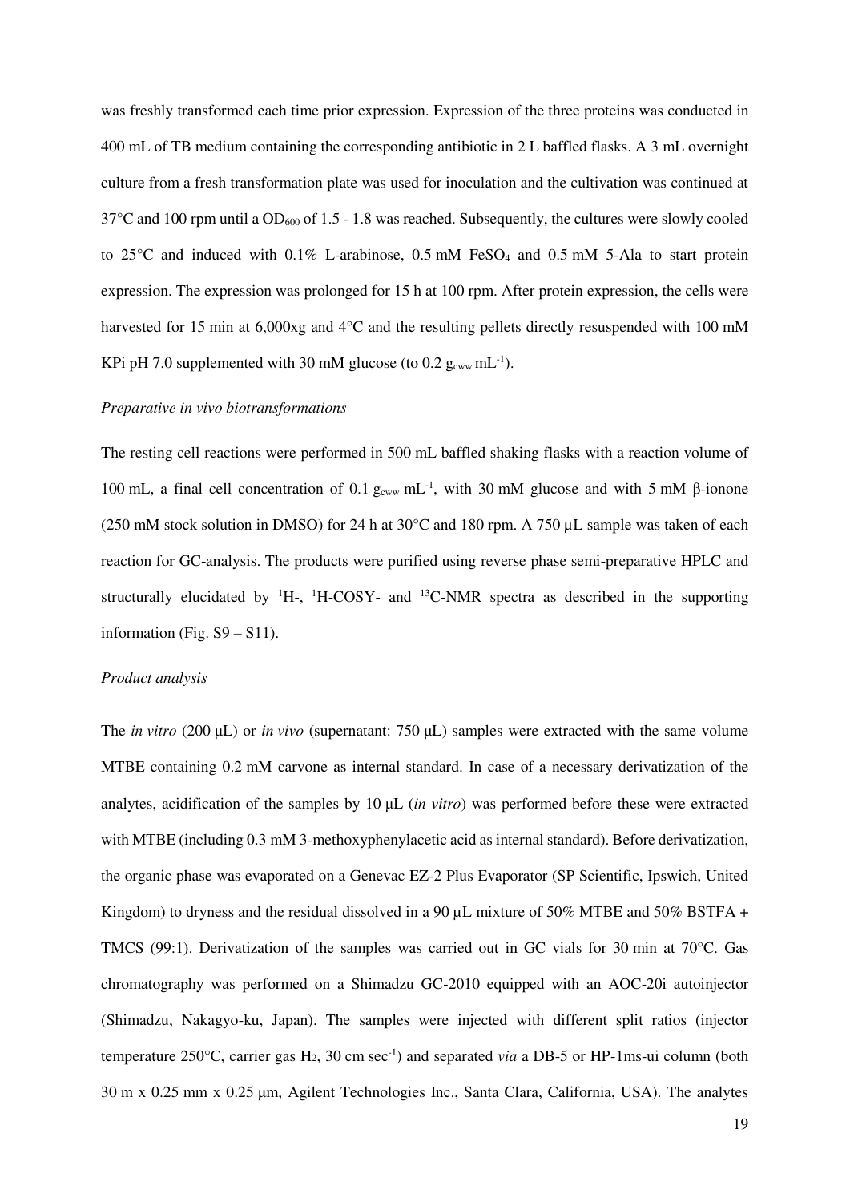was freshly transformed each time prior expression. Expression of the three proteins was conducted in 400 mL of TB medium containing the corresponding antibiotic in 2 L baffled flasks. A 3 mL overnight culture from a fresh transformation plate was used for inoculation and the cultivation was continued at 37°C and 100 rpm until a $OD_{600}$ of 1.5 - 1.8 was reached. Subsequently, the cultures were slowly cooled to 25°C and induced with 0.1% L-arabinose, 0.5 mM $FeSO_4$ and 0.5 mM 5-Ala to start protein expression. The expression was prolonged for 15 h at 100 rpm. After protein expression, the cells were harvested for 15 min at 6,000xg and 4°C and the resulting pellets directly resuspended with 100 mM KPi pH 7.0 supplemented with 30 mM glucose (to 0.2 $g_{cww}$ $mL^{-1}$).

*Preparative in vivo biotransformations*

The resting cell reactions were performed in 500 mL baffled shaking flasks with a reaction volume of 100 mL, a final cell concentration of 0.1 $g_{cww}$ $mL^{-1}$, with 30 mM glucose and with 5 mM β-ionone (250 mM stock solution in DMSO) for 24 h at 30°C and 180 rpm. A 750 µL sample was taken of each reaction for GC-analysis. The products were purified using reverse phase semi-preparative HPLC and structurally elucidated by $^{1}$H-, $^{1}$H-COSY- and $^{13}$C-NMR spectra as described in the supporting information (Fig. S9 – S11).

*Product analysis*

The *in vitro* (200 µL) or *in vivo* (supernatant: 750 µL) samples were extracted with the same volume MTBE containing 0.2 mM carvone as internal standard. In case of a necessary derivatization of the analytes, acidification of the samples by 10 µL (*in vitro*) was performed before these were extracted with MTBE (including 0.3 mM 3-methoxyphenylacetic acid as internal standard). Before derivatization, the organic phase was evaporated on a Genevac EZ-2 Plus Evaporator (SP Scientific, Ipswich, United Kingdom) to dryness and the residual dissolved in a 90 µL mixture of 50% MTBE and 50% BSTFA + TMCS (99:1). Derivatization of the samples was carried out in GC vials for 30 min at 70°C. Gas chromatography was performed on a Shimadzu GC-2010 equipped with an AOC-20i autoinjector (Shimadzu, Nakagyo-ku, Japan). The samples were injected with different split ratios (injector temperature 250°C, carrier gas $H_2$, 30 cm $sec^{-1}$) and separated *via* a DB-5 or HP-1ms-ui column (both 30 m x 0.25 mm x 0.25 µm, Agilent Technologies Inc., Santa Clara, California, USA). The analytes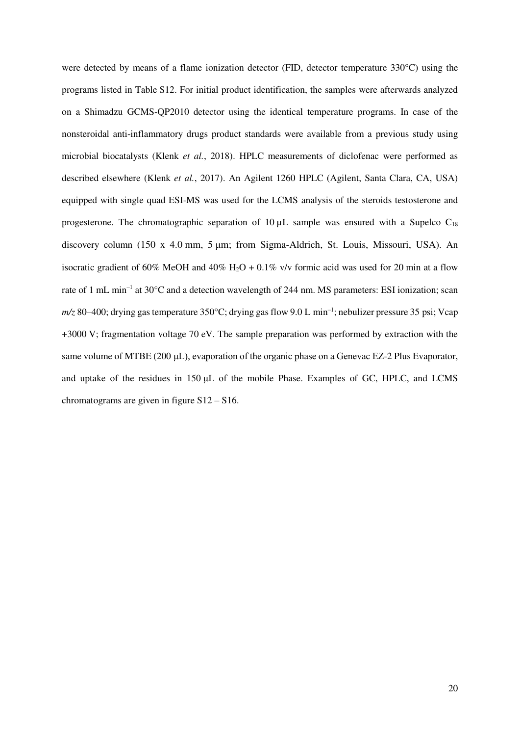were detected by means of a flame ionization detector (FID, detector temperature 330°C) using the programs listed in Table S12. For initial product identification, the samples were afterwards analyzed on a Shimadzu GCMS-QP2010 detector using the identical temperature programs. In case of the nonsteroidal anti-inflammatory drugs product standards were available from a previous study using microbial biocatalysts (Klenk *et al.*, 2018). HPLC measurements of diclofenac were performed as described elsewhere (Klenk *et al.*, 2017). An Agilent 1260 HPLC (Agilent, Santa Clara, CA, USA) equipped with single quad ESI-MS was used for the LCMS analysis of the steroids testosterone and progesterone. The chromatographic separation of 10 µL sample was ensured with a Supelco $C_{18}$ discovery column (150 x 4.0 mm, 5 µm; from Sigma-Aldrich, St. Louis, Missouri, USA). An isocratic gradient of 60% MeOH and 40% $H_2O$ + 0.1% v/v formic acid was used for 20 min at a flow rate of 1 mL $min^{-1}$ at 30°C and a detection wavelength of 244 nm. MS parameters: ESI ionization; scan *m/z* 80–400; drying gas temperature 350°C; drying gas flow 9.0 L $min^{-1}$; nebulizer pressure 35 psi; Vcap +3000 V; fragmentation voltage 70 eV. The sample preparation was performed by extraction with the same volume of MTBE (200 µL), evaporation of the organic phase on a Genevac EZ-2 Plus Evaporator, and uptake of the residues in 150 µL of the mobile Phase. Examples of GC, HPLC, and LCMS chromatograms are given in figure S12 – S16.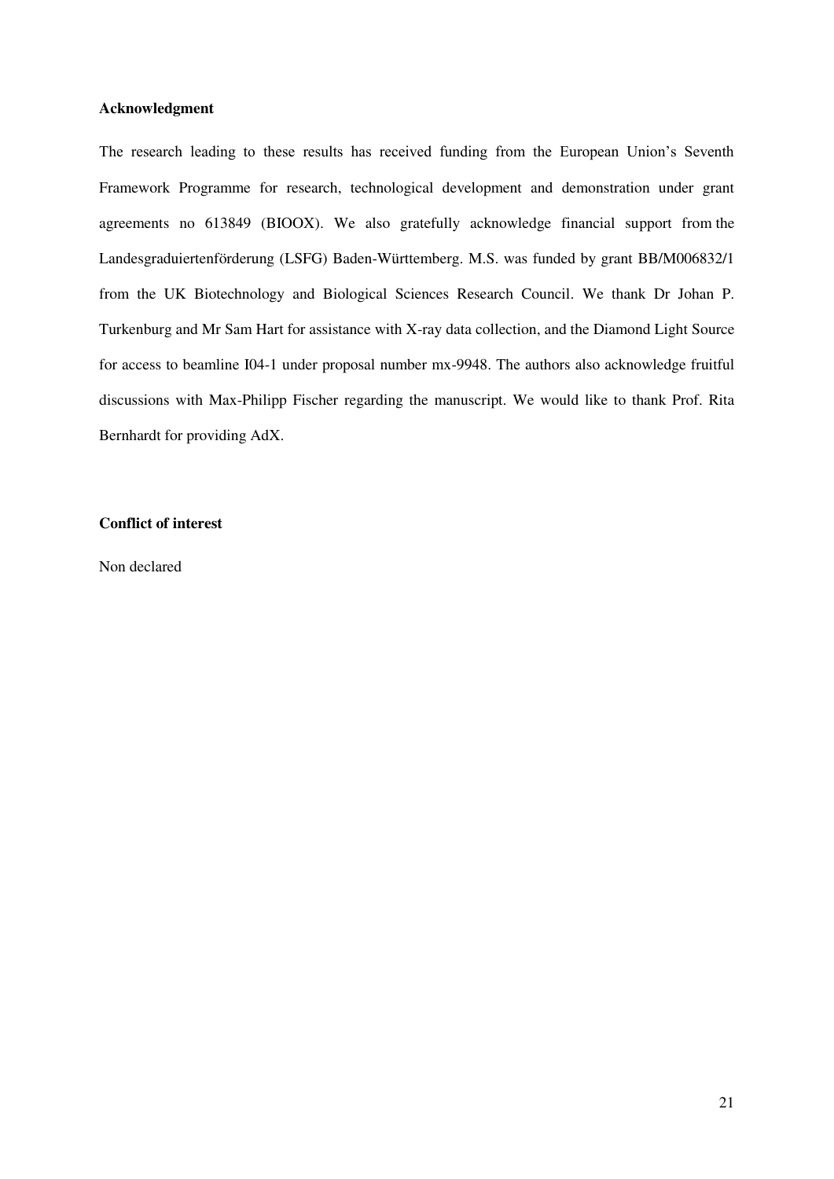**Acknowledgment**

The research leading to these results has received funding from the European Union's Seventh Framework Programme for research, technological development and demonstration under grant agreements no 613849 (BIOOX). We also gratefully acknowledge financial support from the Landesgraduiertenförderung (LSFG) Baden-Württemberg. M.S. was funded by grant BB/M006832/1 from the UK Biotechnology and Biological Sciences Research Council. We thank Dr Johan P. Turkenburg and Mr Sam Hart for assistance with X-ray data collection, and the Diamond Light Source for access to beamline I04-1 under proposal number mx-9948. The authors also acknowledge fruitful discussions with Max-Philipp Fischer regarding the manuscript. We would like to thank Prof. Rita Bernhardt for providing AdX.

**Conflict of interest**

Non declared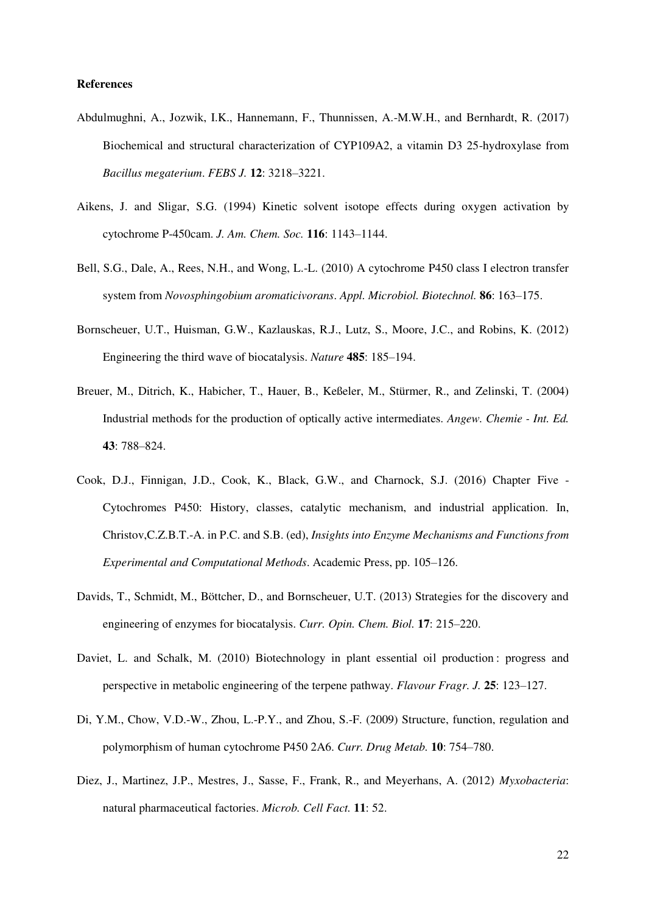**References**

Abdulmughni, A., Jozwik, I.K., Hannemann, F., Thunnissen, A.-M.W.H., and Bernhardt, R. (2017) Biochemical and structural characterization of CYP109A2, a vitamin D3 25-hydroxylase from *Bacillus megaterium*. *FEBS J.* **12**: 3218–3221.

Aikens, J. and Sligar, S.G. (1994) Kinetic solvent isotope effects during oxygen activation by cytochrome P-450cam. *J. Am. Chem. Soc.* **116**: 1143–1144.

Bell, S.G., Dale, A., Rees, N.H., and Wong, L.-L. (2010) A cytochrome P450 class I electron transfer system from *Novosphingobium aromaticivorans*. *Appl. Microbiol. Biotechnol.* **86**: 163–175.

Bornscheuer, U.T., Huisman, G.W., Kazlauskas, R.J., Lutz, S., Moore, J.C., and Robins, K. (2012) Engineering the third wave of biocatalysis. *Nature* **485**: 185–194.

Breuer, M., Ditrich, K., Habicher, T., Hauer, B., Keßeler, M., Stürmer, R., and Zelinski, T. (2004) Industrial methods for the production of optically active intermediates. *Angew. Chemie - Int. Ed.* **43**: 788–824.

Cook, D.J., Finnigan, J.D., Cook, K., Black, G.W., and Charnock, S.J. (2016) Chapter Five - Cytochromes P450: History, classes, catalytic mechanism, and industrial application. In, Christov,C.Z.B.T.-A. in P.C. and S.B. (ed), *Insights into Enzyme Mechanisms and Functions from Experimental and Computational Methods*. Academic Press, pp. 105–126.

Davids, T., Schmidt, M., Böttcher, D., and Bornscheuer, U.T. (2013) Strategies for the discovery and engineering of enzymes for biocatalysis. *Curr. Opin. Chem. Biol.* **17**: 215–220.

Daviet, L. and Schalk, M. (2010) Biotechnology in plant essential oil production : progress and perspective in metabolic engineering of the terpene pathway. *Flavour Fragr. J.* **25**: 123–127.

Di, Y.M., Chow, V.D.-W., Zhou, L.-P.Y., and Zhou, S.-F. (2009) Structure, function, regulation and polymorphism of human cytochrome P450 2A6. *Curr. Drug Metab.* **10**: 754–780.

Diez, J., Martinez, J.P., Mestres, J., Sasse, F., Frank, R., and Meyerhans, A. (2012) *Myxobacteria*: natural pharmaceutical factories. *Microb. Cell Fact.* **11**: 52.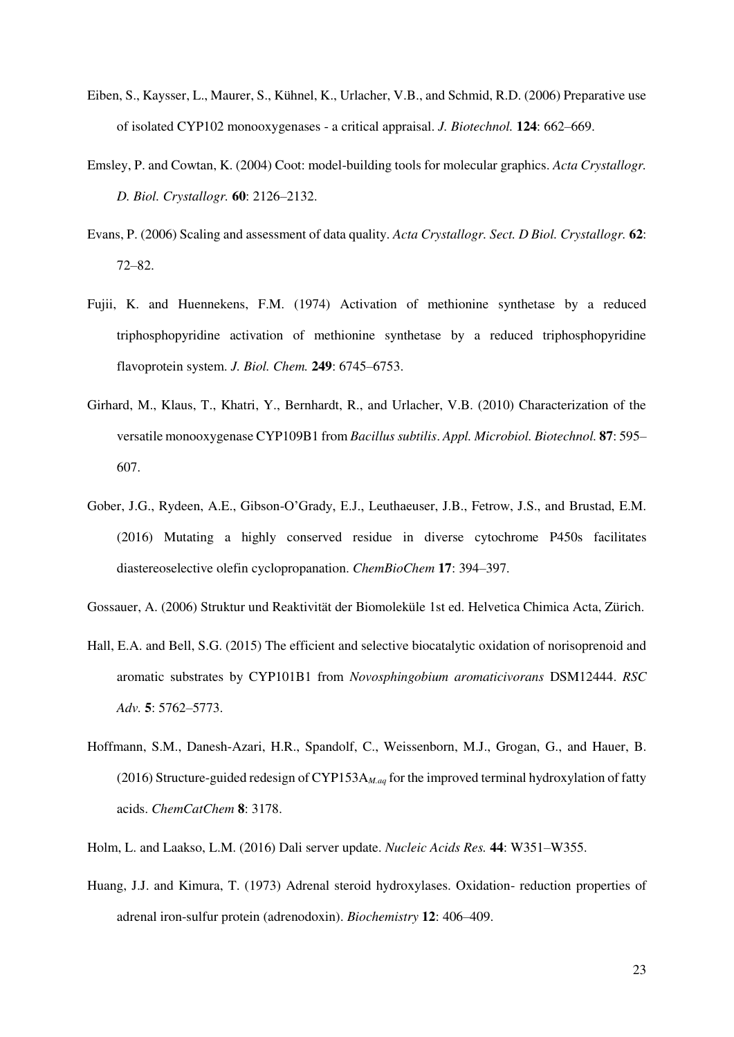Eiben, S., Kaysser, L., Maurer, S., Kühnel, K., Urlacher, V.B., and Schmid, R.D. (2006) Preparative use of isolated CYP102 monooxygenases - a critical appraisal. *J. Biotechnol.* **124**: 662–669.

Emsley, P. and Cowtan, K. (2004) Coot: model-building tools for molecular graphics. *Acta Crystallogr. D. Biol. Crystallogr.* **60**: 2126–2132.

Evans, P. (2006) Scaling and assessment of data quality. *Acta Crystallogr. Sect. D Biol. Crystallogr.* **62**: 72–82.

Fujii, K. and Huennekens, F.M. (1974) Activation of methionine synthetase by a reduced triphosphopyridine activation of methionine synthetase by a reduced triphosphopyridine flavoprotein system. *J. Biol. Chem.* **249**: 6745–6753.

Girhard, M., Klaus, T., Khatri, Y., Bernhardt, R., and Urlacher, V.B. (2010) Characterization of the versatile monooxygenase CYP109B1 from *Bacillus subtilis*. *Appl. Microbiol. Biotechnol.* **87**: 595–607.

Gober, J.G., Rydeen, A.E., Gibson-O'Grady, E.J., Leuthaeuser, J.B., Fetrow, J.S., and Brustad, E.M. (2016) Mutating a highly conserved residue in diverse cytochrome P450s facilitates diastereoselective olefin cyclopropanation. *ChemBioChem* **17**: 394–397.

Gossauer, A. (2006) Struktur und Reaktivität der Biomoleküle 1st ed. Helvetica Chimica Acta, Zürich.

Hall, E.A. and Bell, S.G. (2015) The efficient and selective biocatalytic oxidation of norisoprenoid and aromatic substrates by CYP101B1 from *Novosphingobium aromaticivorans* DSM12444. *RSC Adv.* **5**: 5762–5773.

Hoffmann, S.M., Danesh-Azari, H.R., Spandolf, C., Weissenborn, M.J., Grogan, G., and Hauer, B. (2016) Structure-guided redesign of CYP153A$_{M.aq}$ for the improved terminal hydroxylation of fatty acids. *ChemCatChem* **8**: 3178.

Holm, L. and Laakso, L.M. (2016) Dali server update. *Nucleic Acids Res.* **44**: W351–W355.

Huang, J.J. and Kimura, T. (1973) Adrenal steroid hydroxylases. Oxidation- reduction properties of adrenal iron-sulfur protein (adrenodoxin). *Biochemistry* **12**: 406–409.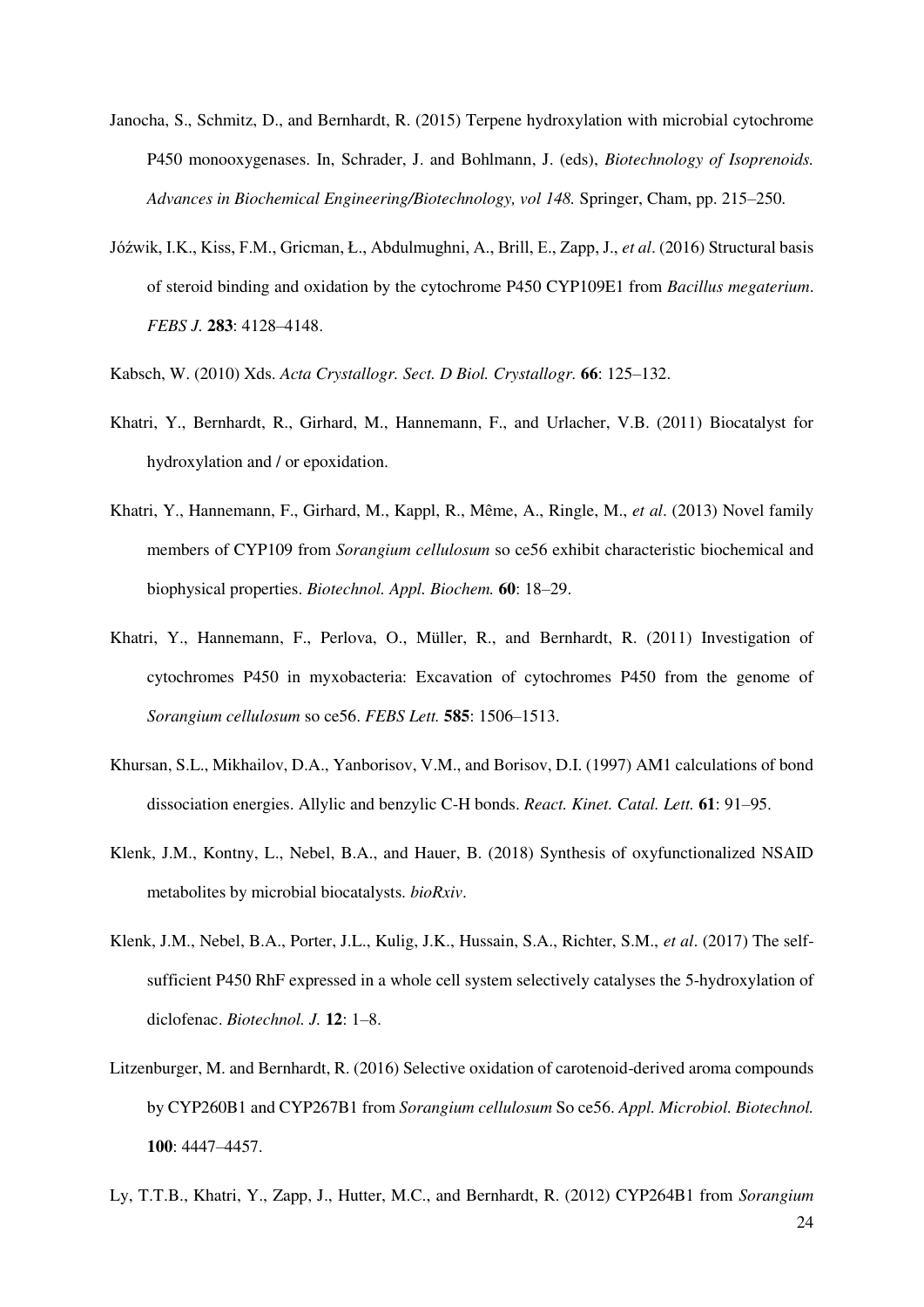Janocha, S., Schmitz, D., and Bernhardt, R. (2015) Terpene hydroxylation with microbial cytochrome P450 monooxygenases. In, Schrader, J. and Bohlmann, J. (eds), *Biotechnology of Isoprenoids. Advances in Biochemical Engineering/Biotechnology, vol 148.* Springer, Cham, pp. 215–250.

Jóźwik, I.K., Kiss, F.M., Gricman, Ł., Abdulmughni, A., Brill, E., Zapp, J., *et al*. (2016) Structural basis of steroid binding and oxidation by the cytochrome P450 CYP109E1 from *Bacillus megaterium*. *FEBS J.* **283**: 4128–4148.

Kabsch, W. (2010) Xds. *Acta Crystallogr. Sect. D Biol. Crystallogr.* **66**: 125–132.

Khatri, Y., Bernhardt, R., Girhard, M., Hannemann, F., and Urlacher, V.B. (2011) Biocatalyst for hydroxylation and / or epoxidation.

Khatri, Y., Hannemann, F., Girhard, M., Kappl, R., Même, A., Ringle, M., *et al*. (2013) Novel family members of CYP109 from *Sorangium cellulosum* so ce56 exhibit characteristic biochemical and biophysical properties. *Biotechnol. Appl. Biochem.* **60**: 18–29.

Khatri, Y., Hannemann, F., Perlova, O., Müller, R., and Bernhardt, R. (2011) Investigation of cytochromes P450 in myxobacteria: Excavation of cytochromes P450 from the genome of *Sorangium cellulosum* so ce56. *FEBS Lett.* **585**: 1506–1513.

Khursan, S.L., Mikhailov, D.A., Yanborisov, V.M., and Borisov, D.I. (1997) AM1 calculations of bond dissociation energies. Allylic and benzylic C-H bonds. *React. Kinet. Catal. Lett.* **61**: 91–95.

Klenk, J.M., Kontny, L., Nebel, B.A., and Hauer, B. (2018) Synthesis of oxyfunctionalized NSAID metabolites by microbial biocatalysts. *bioRxiv*.

Klenk, J.M., Nebel, B.A., Porter, J.L., Kulig, J.K., Hussain, S.A., Richter, S.M., *et al*. (2017) The self-sufficient P450 RhF expressed in a whole cell system selectively catalyses the 5-hydroxylation of diclofenac. *Biotechnol. J.* **12**: 1–8.

Litzenburger, M. and Bernhardt, R. (2016) Selective oxidation of carotenoid-derived aroma compounds by CYP260B1 and CYP267B1 from *Sorangium cellulosum* So ce56. *Appl. Microbiol. Biotechnol.* **100**: 4447–4457.

Ly, T.T.B., Khatri, Y., Zapp, J., Hutter, M.C., and Bernhardt, R. (2012) CYP264B1 from *Sorangium*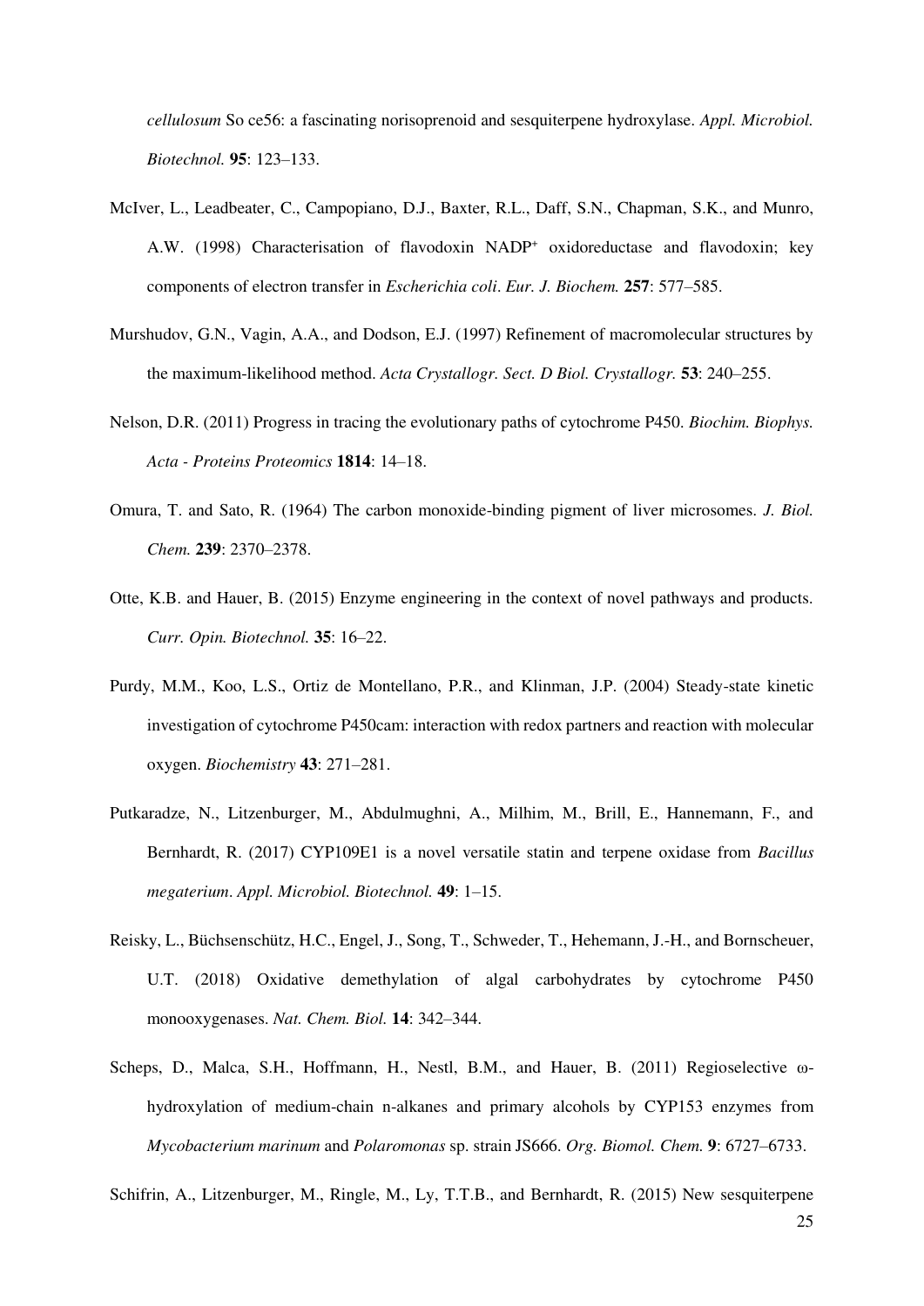*cellulosum* So ce56: a fascinating norisoprenoid and sesquiterpene hydroxylase. *Appl. Microbiol. Biotechnol.* **95**: 123–133.

McIver, L., Leadbeater, C., Campopiano, D.J., Baxter, R.L., Daff, S.N., Chapman, S.K., and Munro, A.W. (1998) Characterisation of flavodoxin NADP$^+$ oxidoreductase and flavodoxin; key components of electron transfer in *Escherichia coli*. *Eur. J. Biochem.* **257**: 577–585.

Murshudov, G.N., Vagin, A.A., and Dodson, E.J. (1997) Refinement of macromolecular structures by the maximum-likelihood method. *Acta Crystallogr. Sect. D Biol. Crystallogr.* **53**: 240–255.

Nelson, D.R. (2011) Progress in tracing the evolutionary paths of cytochrome P450. *Biochim. Biophys. Acta - Proteins Proteomics* **1814**: 14–18.

Omura, T. and Sato, R. (1964) The carbon monoxide-binding pigment of liver microsomes. *J. Biol. Chem.* **239**: 2370–2378.

Otte, K.B. and Hauer, B. (2015) Enzyme engineering in the context of novel pathways and products. *Curr. Opin. Biotechnol.* **35**: 16–22.

Purdy, M.M., Koo, L.S., Ortiz de Montellano, P.R., and Klinman, J.P. (2004) Steady-state kinetic investigation of cytochrome P450cam: interaction with redox partners and reaction with molecular oxygen. *Biochemistry* **43**: 271–281.

Putkaradze, N., Litzenburger, M., Abdulmughni, A., Milhim, M., Brill, E., Hannemann, F., and Bernhardt, R. (2017) CYP109E1 is a novel versatile statin and terpene oxidase from *Bacillus megaterium*. *Appl. Microbiol. Biotechnol.* **49**: 1–15.

Reisky, L., Büchsenschütz, H.C., Engel, J., Song, T., Schweder, T., Hehemann, J.-H., and Bornscheuer, U.T. (2018) Oxidative demethylation of algal carbohydrates by cytochrome P450 monooxygenases. *Nat. Chem. Biol.* **14**: 342–344.

Scheps, D., Malca, S.H., Hoffmann, H., Nestl, B.M., and Hauer, B. (2011) Regioselective ω-hydroxylation of medium-chain n-alkanes and primary alcohols by CYP153 enzymes from *Mycobacterium marinum* and *Polaromonas* sp. strain JS666. *Org. Biomol. Chem.* **9**: 6727–6733.

Schifrin, A., Litzenburger, M., Ringle, M., Ly, T.T.B., and Bernhardt, R. (2015) New sesquiterpene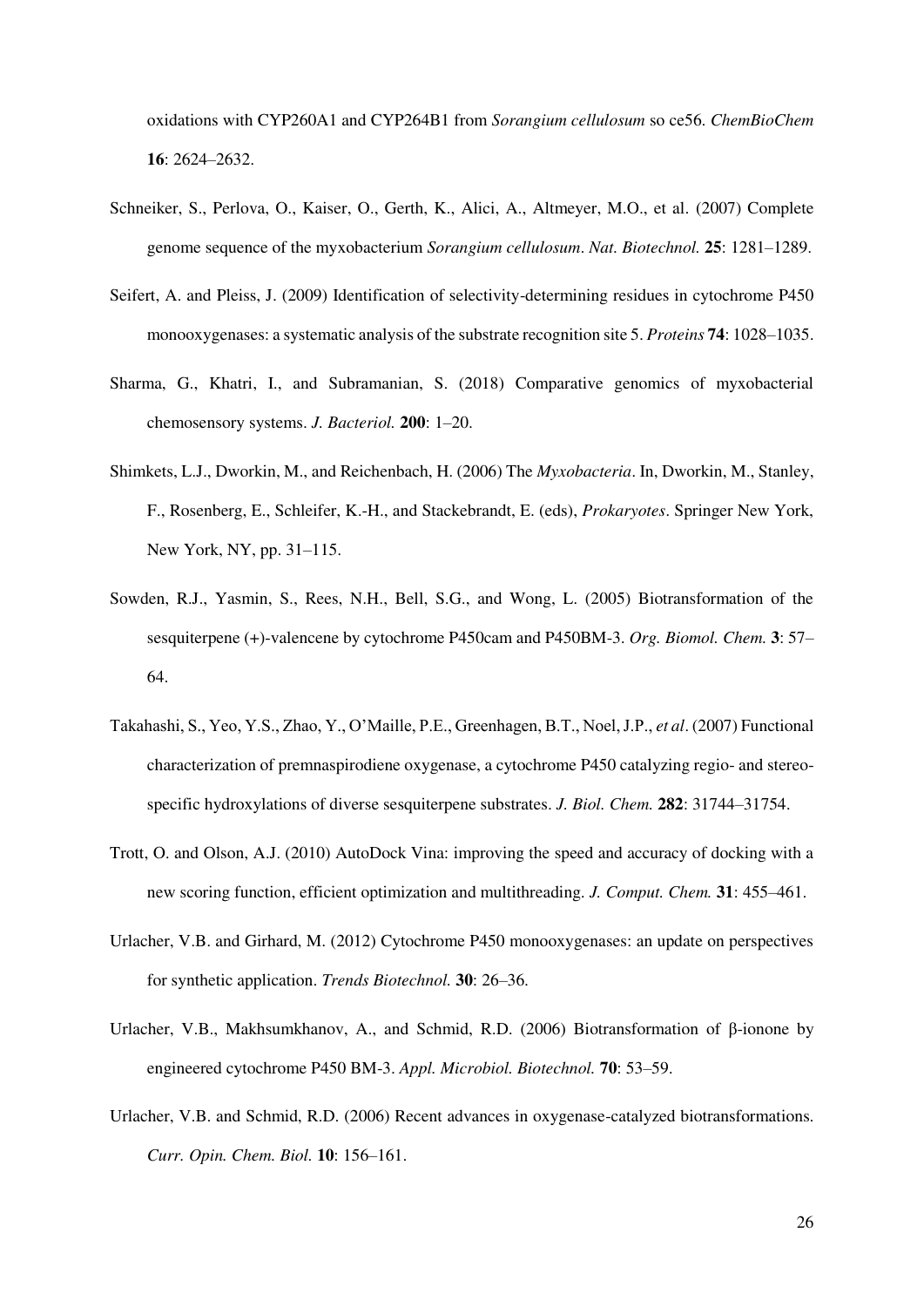oxidations with CYP260A1 and CYP264B1 from *Sorangium cellulosum* so ce56. *ChemBioChem* **16**: 2624–2632.

Schneiker, S., Perlova, O., Kaiser, O., Gerth, K., Alici, A., Altmeyer, M.O., et al. (2007) Complete genome sequence of the myxobacterium *Sorangium cellulosum*. *Nat. Biotechnol.* **25**: 1281–1289.

Seifert, A. and Pleiss, J. (2009) Identification of selectivity-determining residues in cytochrome P450 monooxygenases: a systematic analysis of the substrate recognition site 5. *Proteins* **74**: 1028–1035.

Sharma, G., Khatri, I., and Subramanian, S. (2018) Comparative genomics of myxobacterial chemosensory systems. *J. Bacteriol.* **200**: 1–20.

Shimkets, L.J., Dworkin, M., and Reichenbach, H. (2006) The *Myxobacteria*. In, Dworkin, M., Stanley, F., Rosenberg, E., Schleifer, K.-H., and Stackebrandt, E. (eds), *Prokaryotes*. Springer New York, New York, NY, pp. 31–115.

Sowden, R.J., Yasmin, S., Rees, N.H., Bell, S.G., and Wong, L. (2005) Biotransformation of the sesquiterpene (+)-valencene by cytochrome P450cam and P450BM-3. *Org. Biomol. Chem.* **3**: 57–64.

Takahashi, S., Yeo, Y.S., Zhao, Y., O'Maille, P.E., Greenhagen, B.T., Noel, J.P., *et al*. (2007) Functional characterization of premnaspirodiene oxygenase, a cytochrome P450 catalyzing regio- and stereo-specific hydroxylations of diverse sesquiterpene substrates. *J. Biol. Chem.* **282**: 31744–31754.

Trott, O. and Olson, A.J. (2010) AutoDock Vina: improving the speed and accuracy of docking with a new scoring function, efficient optimization and multithreading. *J. Comput. Chem.* **31**: 455–461.

Urlacher, V.B. and Girhard, M. (2012) Cytochrome P450 monooxygenases: an update on perspectives for synthetic application. *Trends Biotechnol.* **30**: 26–36.

Urlacher, V.B., Makhsumkhanov, A., and Schmid, R.D. (2006) Biotransformation of β-ionone by engineered cytochrome P450 BM-3. *Appl. Microbiol. Biotechnol.* **70**: 53–59.

Urlacher, V.B. and Schmid, R.D. (2006) Recent advances in oxygenase-catalyzed biotransformations. *Curr. Opin. Chem. Biol.* **10**: 156–161.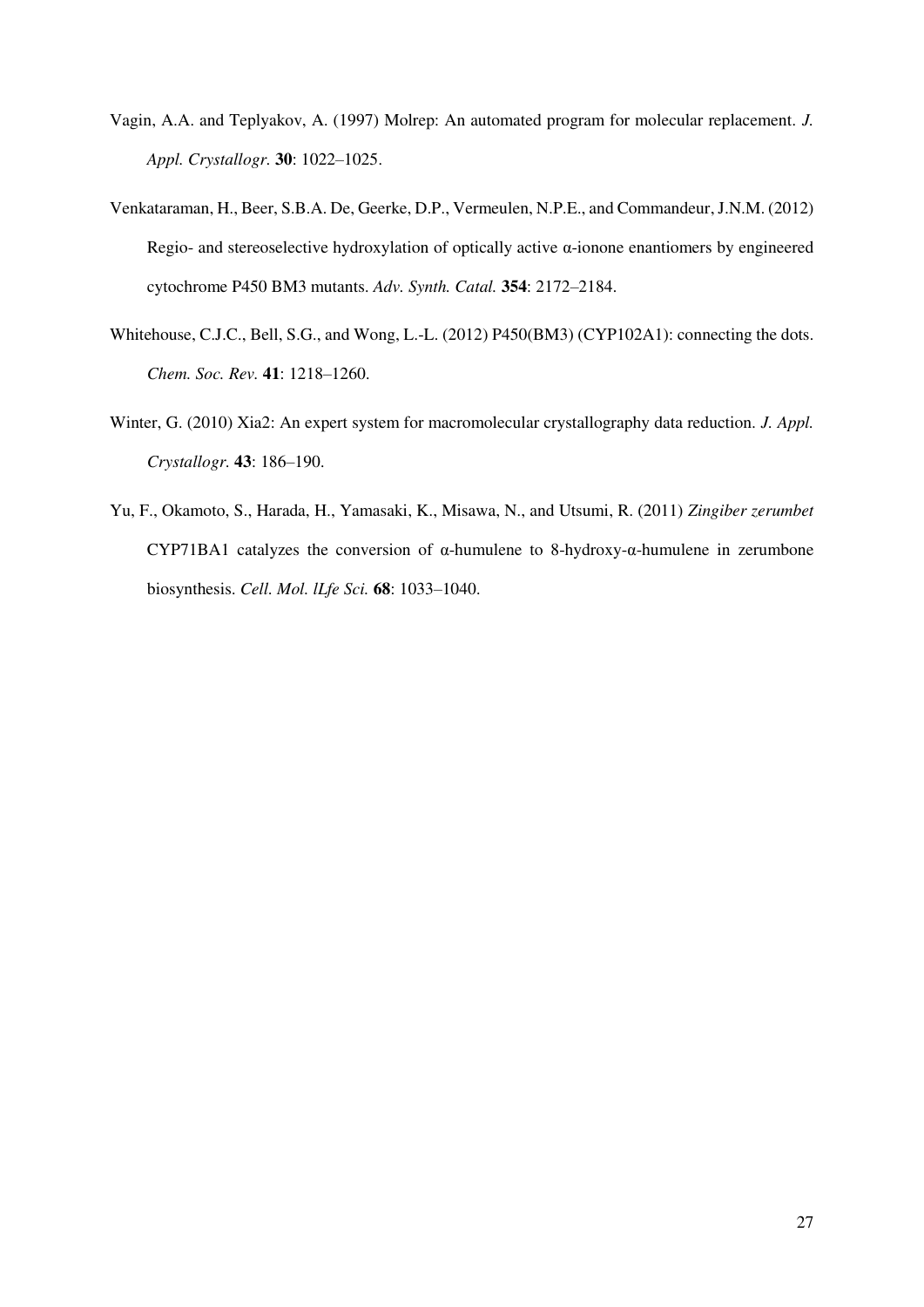Vagin, A.A. and Teplyakov, A. (1997) Molrep: An automated program for molecular replacement. *J. Appl. Crystallogr.* **30**: 1022–1025.

Venkataraman, H., Beer, S.B.A. De, Geerke, D.P., Vermeulen, N.P.E., and Commandeur, J.N.M. (2012) Regio- and stereoselective hydroxylation of optically active α-ionone enantiomers by engineered cytochrome P450 BM3 mutants. *Adv. Synth. Catal.* **354**: 2172–2184.

Whitehouse, C.J.C., Bell, S.G., and Wong, L.-L. (2012) P450(BM3) (CYP102A1): connecting the dots. *Chem. Soc. Rev.* **41**: 1218–1260.

Winter, G. (2010) Xia2: An expert system for macromolecular crystallography data reduction. *J. Appl. Crystallogr.* **43**: 186–190.

Yu, F., Okamoto, S., Harada, H., Yamasaki, K., Misawa, N., and Utsumi, R. (2011) *Zingiber zerumbet* CYP71BA1 catalyzes the conversion of α-humulene to 8-hydroxy-α-humulene in zerumbone biosynthesis. *Cell. Mol. lLfe Sci.* **68**: 1033–1040.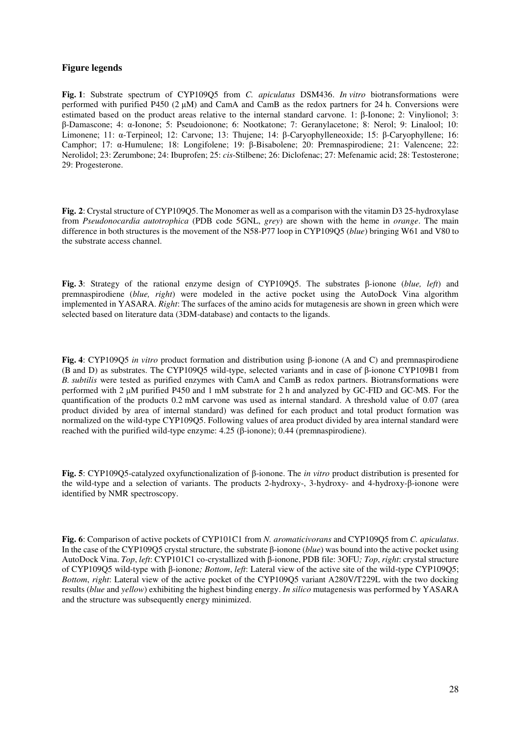## Figure legends

**Fig. 1**: Substrate spectrum of CYP109Q5 from *C. apiculatus* DSM436. *In vitro* biotransformations were performed with purified P450 (2 µM) and CamA and CamB as the redox partners for 24 h. Conversions were estimated based on the product areas relative to the internal standard carvone. 1: β-Ionone; 2: Vinylionol; 3: β-Damascone; 4: α-Ionone; 5: Pseudoionone; 6: Nootkatone; 7: Geranylacetone; 8: Nerol; 9: Linalool; 10: Limonene; 11: α-Terpineol; 12: Carvone; 13: Thujene; 14: β-Caryophylleneoxide; 15: β-Caryophyllene; 16: Camphor; 17: α-Humulene; 18: Longifolene; 19: β-Bisabolene; 20: Premnaspirodiene; 21: Valencene; 22: Nerolidol; 23: Zerumbone; 24: Ibuprofen; 25: *cis*-Stilbene; 26: Diclofenac; 27: Mefenamic acid; 28: Testosterone; 29: Progesterone.

**Fig. 2**: Crystal structure of CYP109Q5. The Monomer as well as a comparison with the vitamin D3 25-hydroxylase from *Pseudonocardia autotrophica* (PDB code 5GNL, *grey*) are shown with the heme in *orange*. The main difference in both structures is the movement of the N58-P77 loop in CYP109Q5 (*blue*) bringing W61 and V80 to the substrate access channel.

**Fig. 3**: Strategy of the rational enzyme design of CYP109Q5. The substrates β-ionone (*blue, left*) and premnaspirodiene (*blue, right*) were modeled in the active pocket using the AutoDock Vina algorithm implemented in YASARA. *Right*: The surfaces of the amino acids for mutagenesis are shown in green which were selected based on literature data (3DM-database) and contacts to the ligands.

**Fig. 4**: CYP109Q5 *in vitro* product formation and distribution using β-ionone (A and C) and premnaspirodiene (B and D) as substrates. The CYP109Q5 wild-type, selected variants and in case of β-ionone CYP109B1 from *B. subtilis* were tested as purified enzymes with CamA and CamB as redox partners. Biotransformations were performed with 2 µM purified P450 and 1 mM substrate for 2 h and analyzed by GC-FID and GC-MS. For the quantification of the products 0.2 mM carvone was used as internal standard. A threshold value of 0.07 (area product divided by area of internal standard) was defined for each product and total product formation was normalized on the wild-type CYP109Q5. Following values of area product divided by area internal standard were reached with the purified wild-type enzyme: 4.25 (β-ionone); 0.44 (premnaspirodiene).

**Fig. 5**: CYP109Q5-catalyzed oxyfunctionalization of β-ionone. The *in vitro* product distribution is presented for the wild-type and a selection of variants. The products 2-hydroxy-, 3-hydroxy- and 4-hydroxy-β-ionone were identified by NMR spectroscopy.

**Fig. 6**: Comparison of active pockets of CYP101C1 from *N. aromaticivorans* and CYP109Q5 from *C. apiculatus*. In the case of the CYP109Q5 crystal structure, the substrate β-ionone (*blue*) was bound into the active pocket using AutoDock Vina. *Top*, *left*: CYP101C1 co-crystallized with β-ionone, PDB file: 3OFU*; Top*, *right*: crystal structure of CYP109Q5 wild-type with β-ionone*; Bottom*, *left*: Lateral view of the active site of the wild-type CYP109Q5; *Bottom*, *right*: Lateral view of the active pocket of the CYP109Q5 variant A280V/T229L with the two docking results (*blue* and *yellow*) exhibiting the highest binding energy. *In silico* mutagenesis was performed by YASARA and the structure was subsequently energy minimized.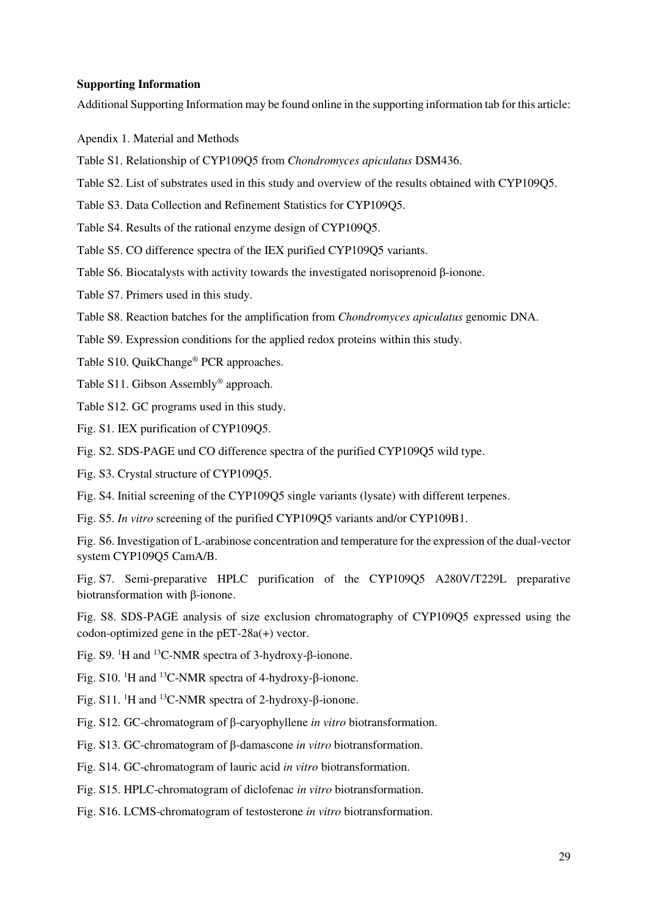**Supporting Information**

Additional Supporting Information may be found online in the supporting information tab for this article:

Apendix 1. Material and Methods

Table S1. Relationship of CYP109Q5 from *Chondromyces apiculatus* DSM436.

Table S2. List of substrates used in this study and overview of the results obtained with CYP109Q5.

Table S3. Data Collection and Refinement Statistics for CYP109Q5.

Table S4. Results of the rational enzyme design of CYP109Q5.

Table S5. CO difference spectra of the IEX purified CYP109Q5 variants.

Table S6. Biocatalysts with activity towards the investigated norisoprenoid β-ionone.

Table S7. Primers used in this study.

Table S8. Reaction batches for the amplification from *Chondromyces apiculatus* genomic DNA.

Table S9. Expression conditions for the applied redox proteins within this study.

Table S10. QuikChange® PCR approaches.

Table S11. Gibson Assembly® approach.

Table S12. GC programs used in this study.

Fig. S1. IEX purification of CYP109Q5.

Fig. S2. SDS-PAGE und CO difference spectra of the purified CYP109Q5 wild type.

Fig. S3. Crystal structure of CYP109Q5.

Fig. S4. Initial screening of the CYP109Q5 single variants (lysate) with different terpenes.

Fig. S5. *In vitro* screening of the purified CYP109Q5 variants and/or CYP109B1.

Fig. S6. Investigation of L-arabinose concentration and temperature for the expression of the dual-vector system CYP109Q5 CamA/B.

Fig. S7. Semi-preparative HPLC purification of the CYP109Q5 A280V/T229L preparative biotransformation with β-ionone.

Fig. S8. SDS-PAGE analysis of size exclusion chromatography of CYP109Q5 expressed using the codon-optimized gene in the pET-28a(+) vector.

Fig. S9. $^{1}H$ and $^{13}C$-NMR spectra of 3-hydroxy-β-ionone.

Fig. S10. $^{1}H$ and $^{13}C$-NMR spectra of 4-hydroxy-β-ionone.

Fig. S11. $^{1}H$ and $^{13}C$-NMR spectra of 2-hydroxy-β-ionone.

Fig. S12. GC-chromatogram of β-caryophyllene *in vitro* biotransformation.

Fig. S13. GC-chromatogram of β-damascone *in vitro* biotransformation.

Fig. S14. GC-chromatogram of lauric acid *in vitro* biotransformation.

Fig. S15. HPLC-chromatogram of diclofenac *in vitro* biotransformation.

Fig. S16. LCMS-chromatogram of testosterone *in vitro* biotransformation.